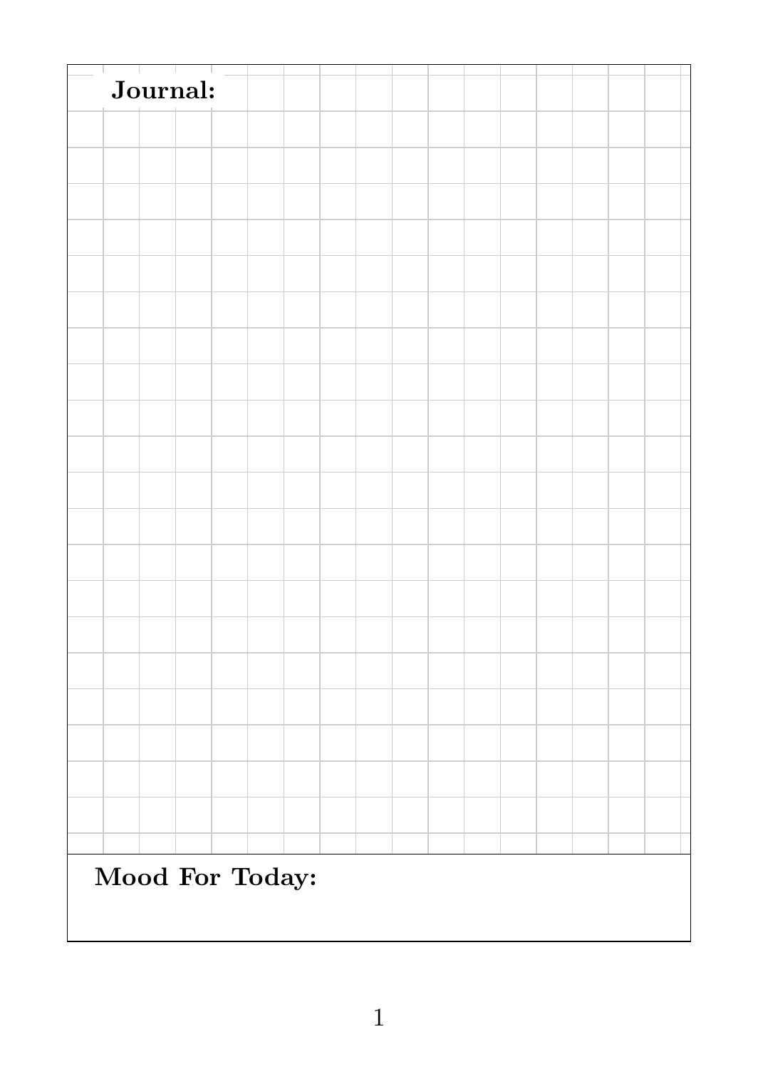**Journal:**

**Mood For Today:**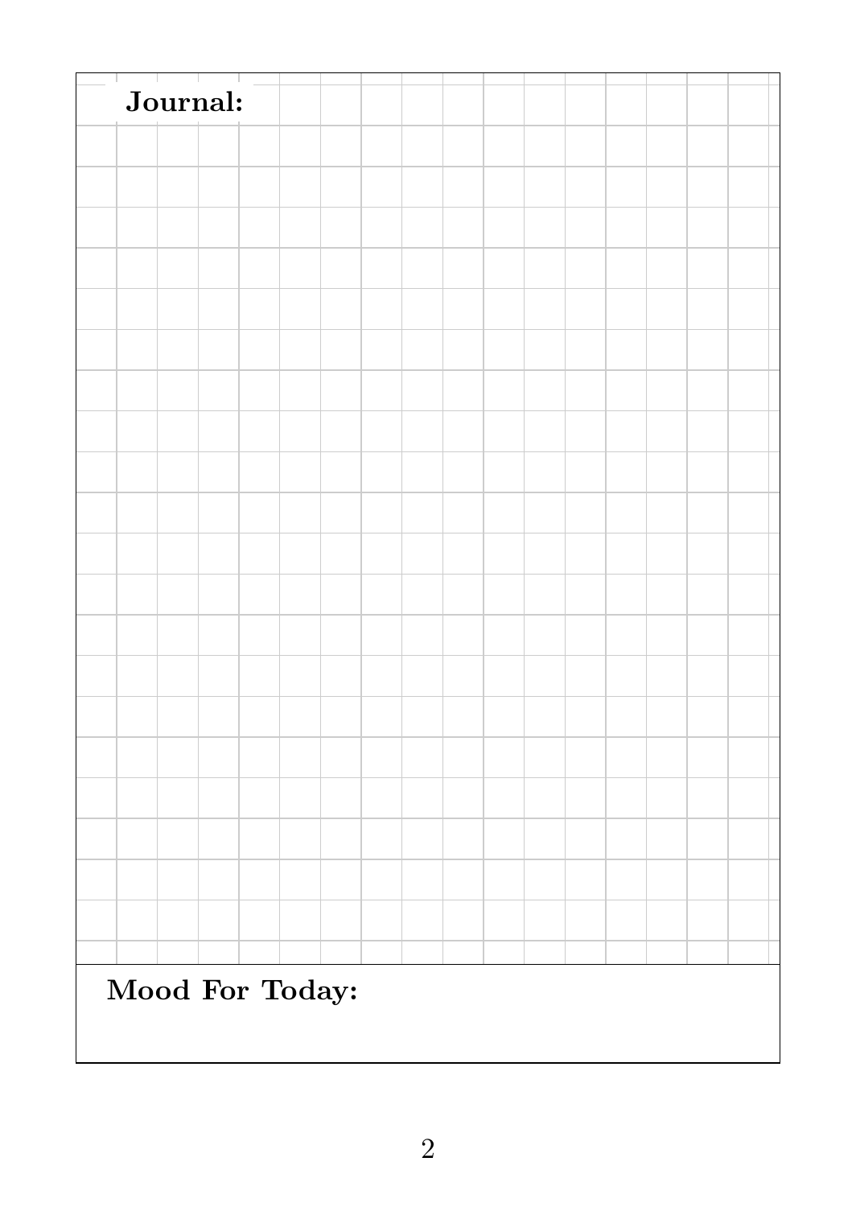**Journal:**

**Mood For Today:**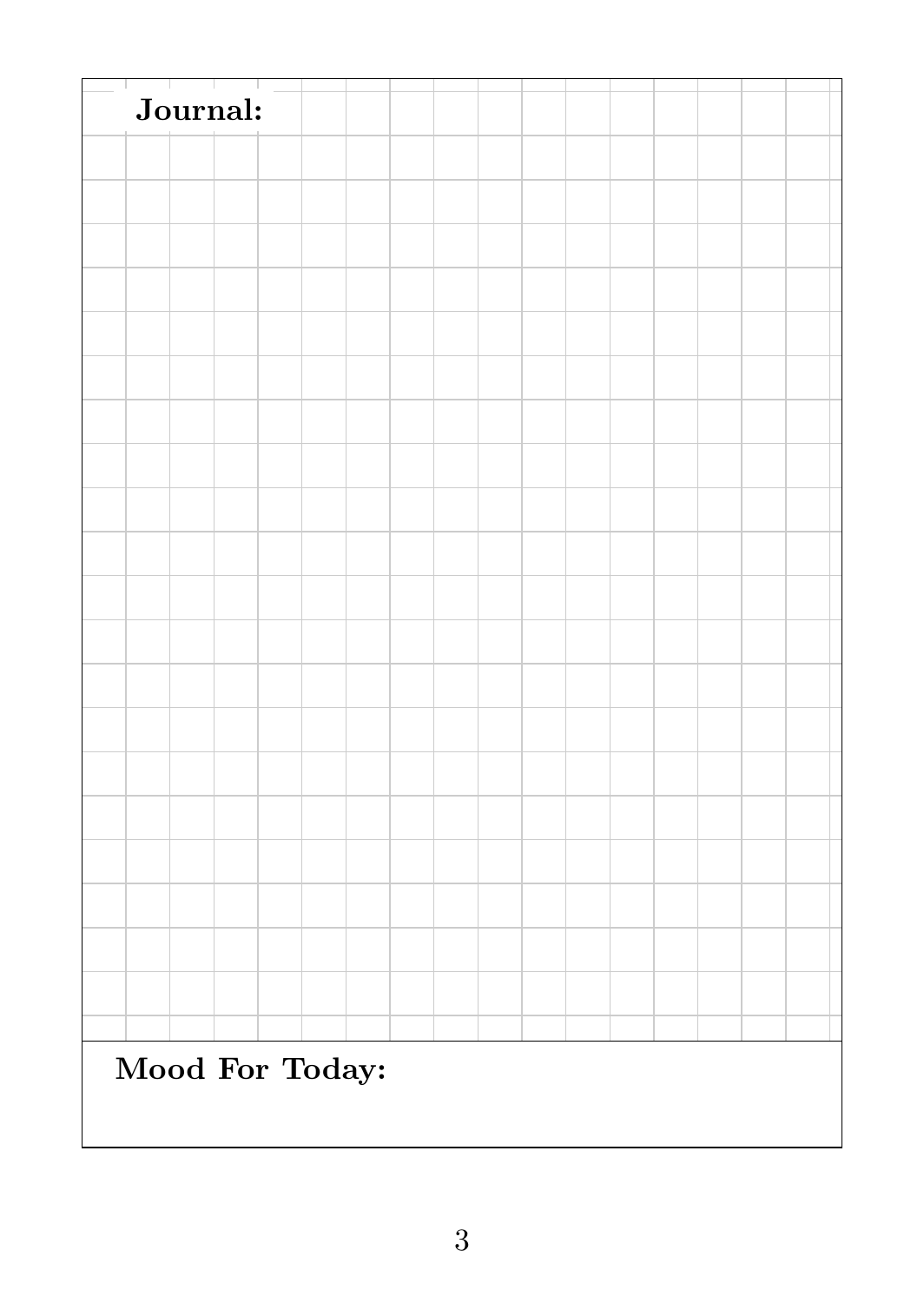**Journal:**

**Mood For Today:**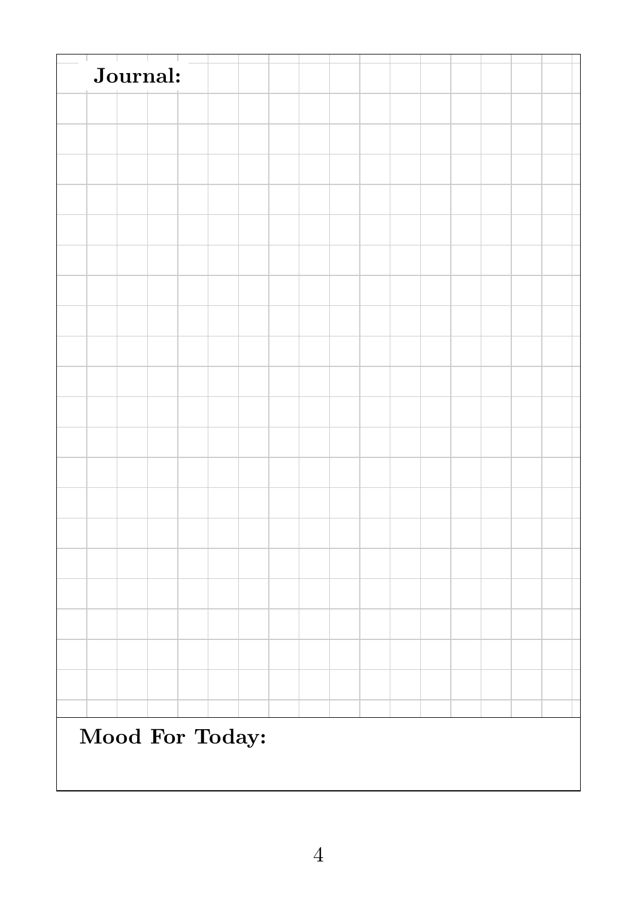**Journal:**

**Mood For Today:**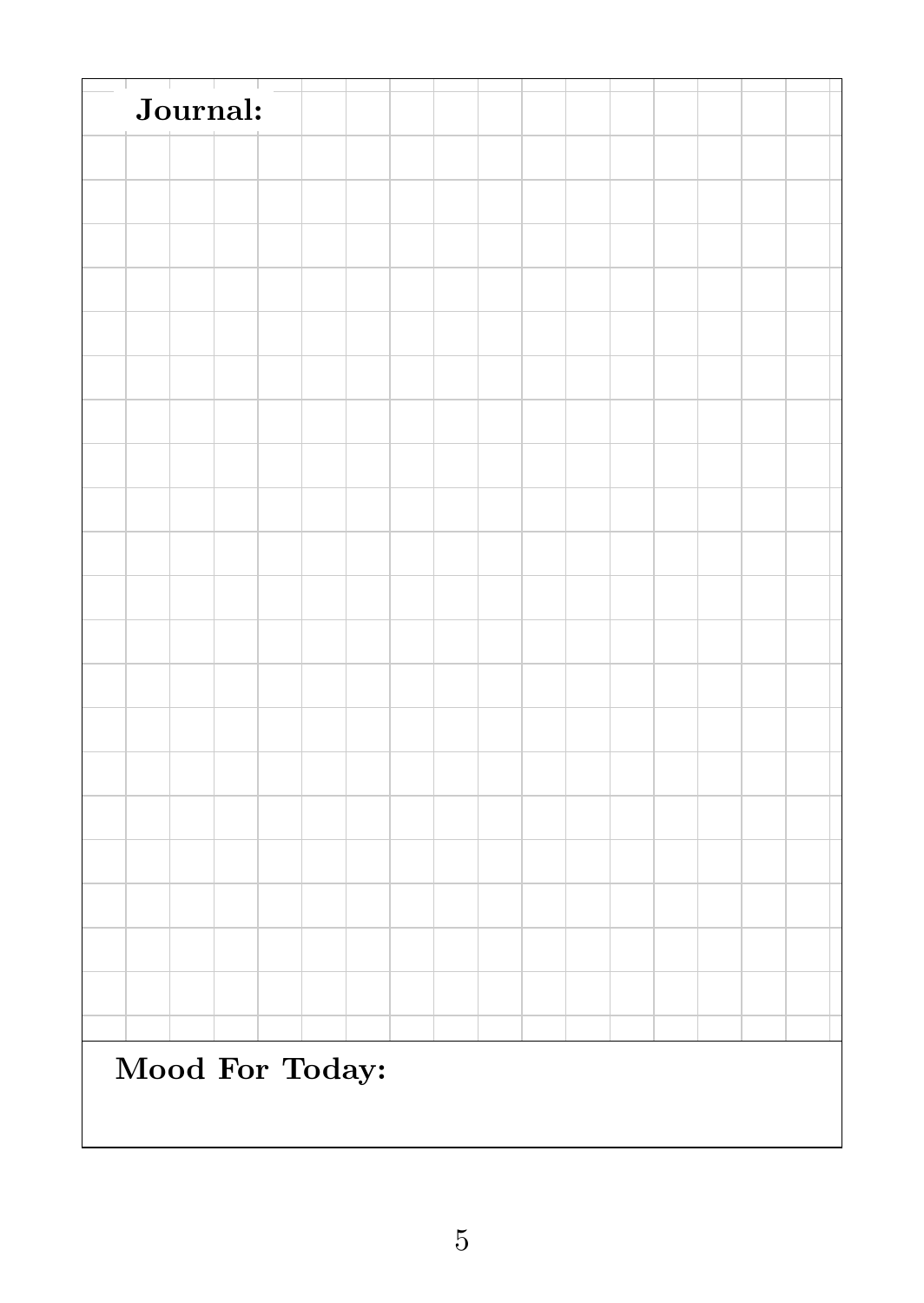**Journal:**

**Mood For Today:**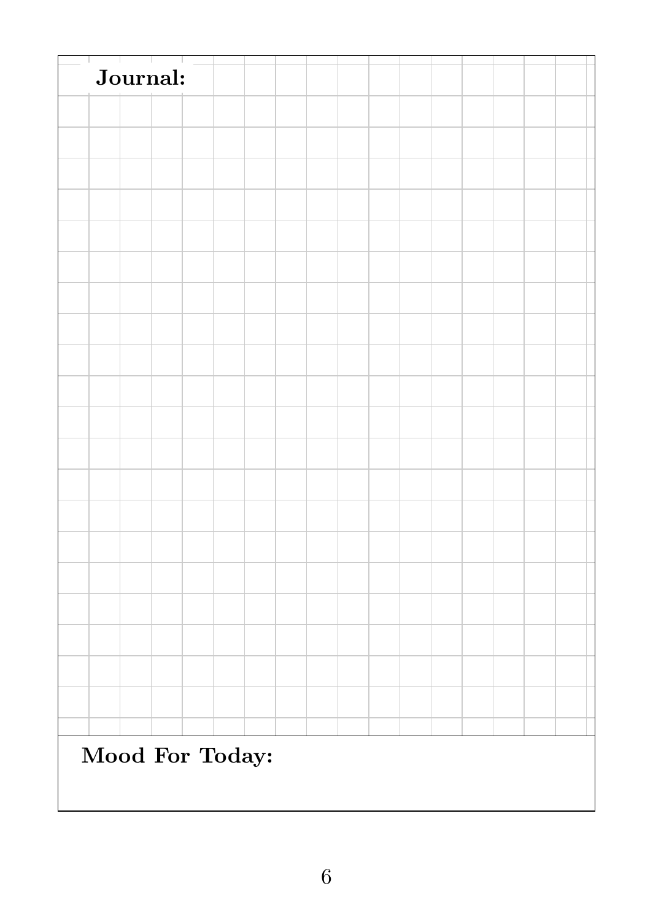**Journal:**

**Mood For Today:**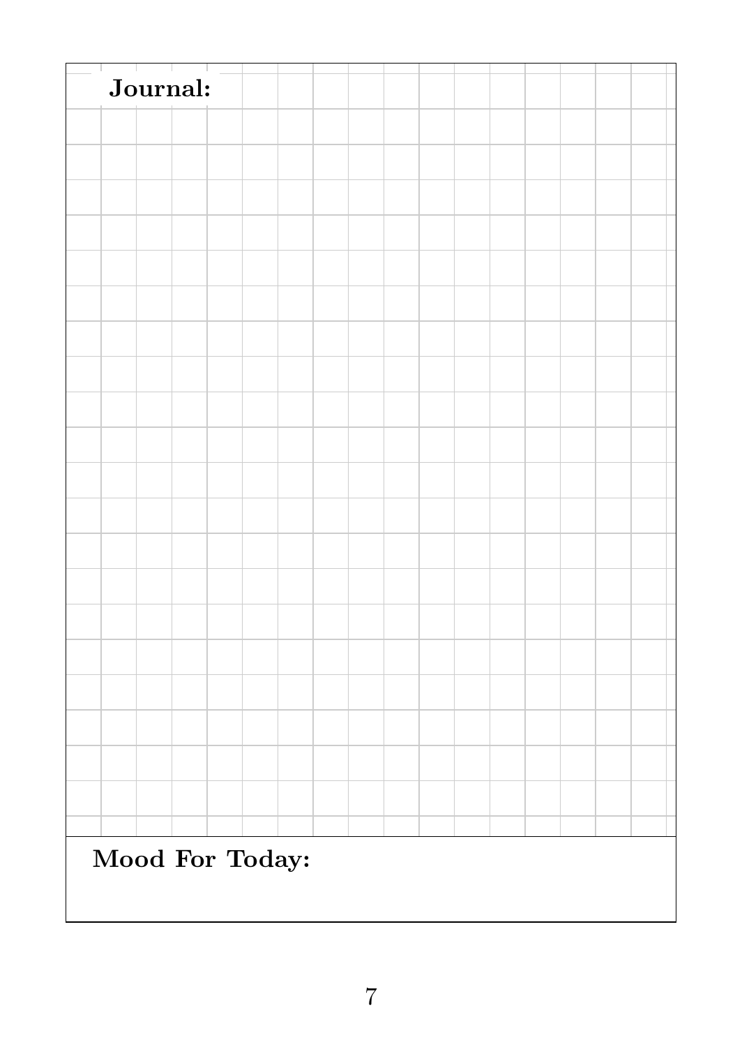**Journal:**

**Mood For Today:**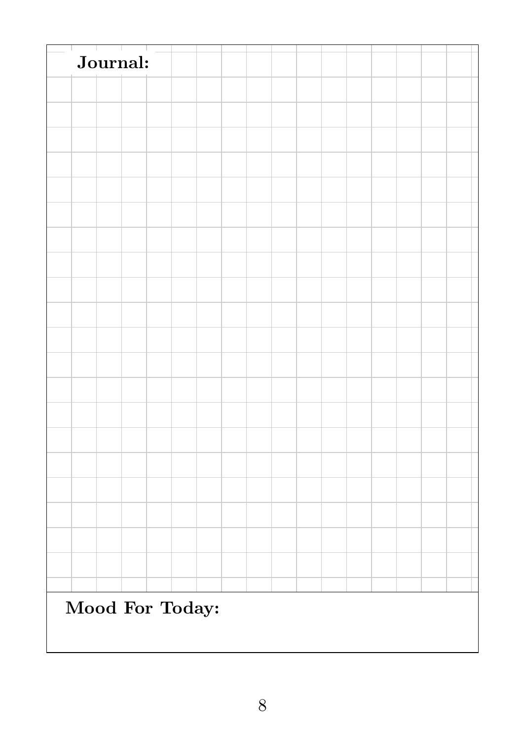**Journal:**

**Mood For Today:**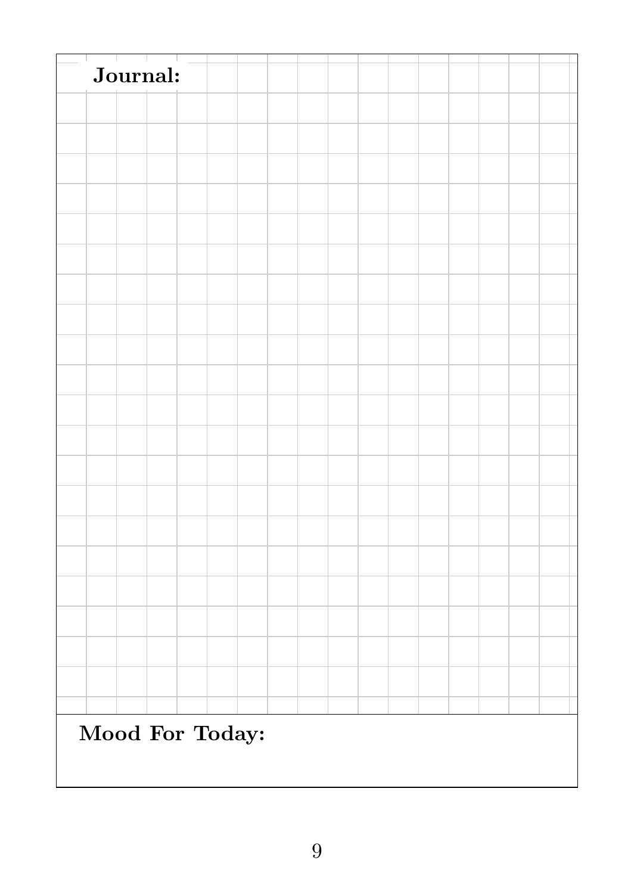**Journal:**

**Mood For Today:**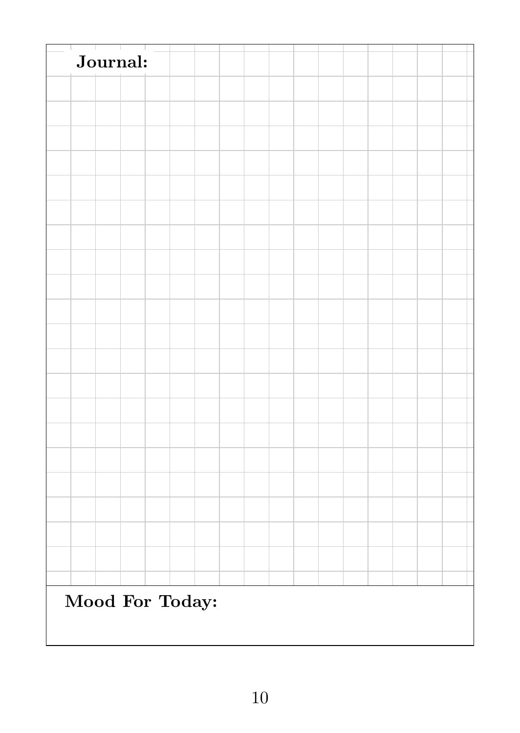**Journal:**

**Mood For Today:**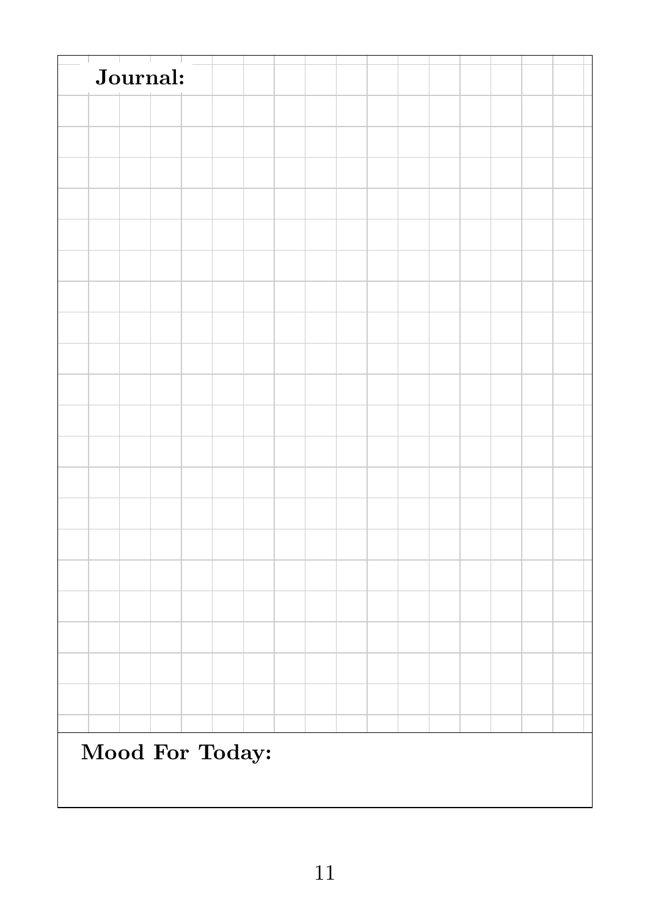**Journal:**

**Mood For Today:**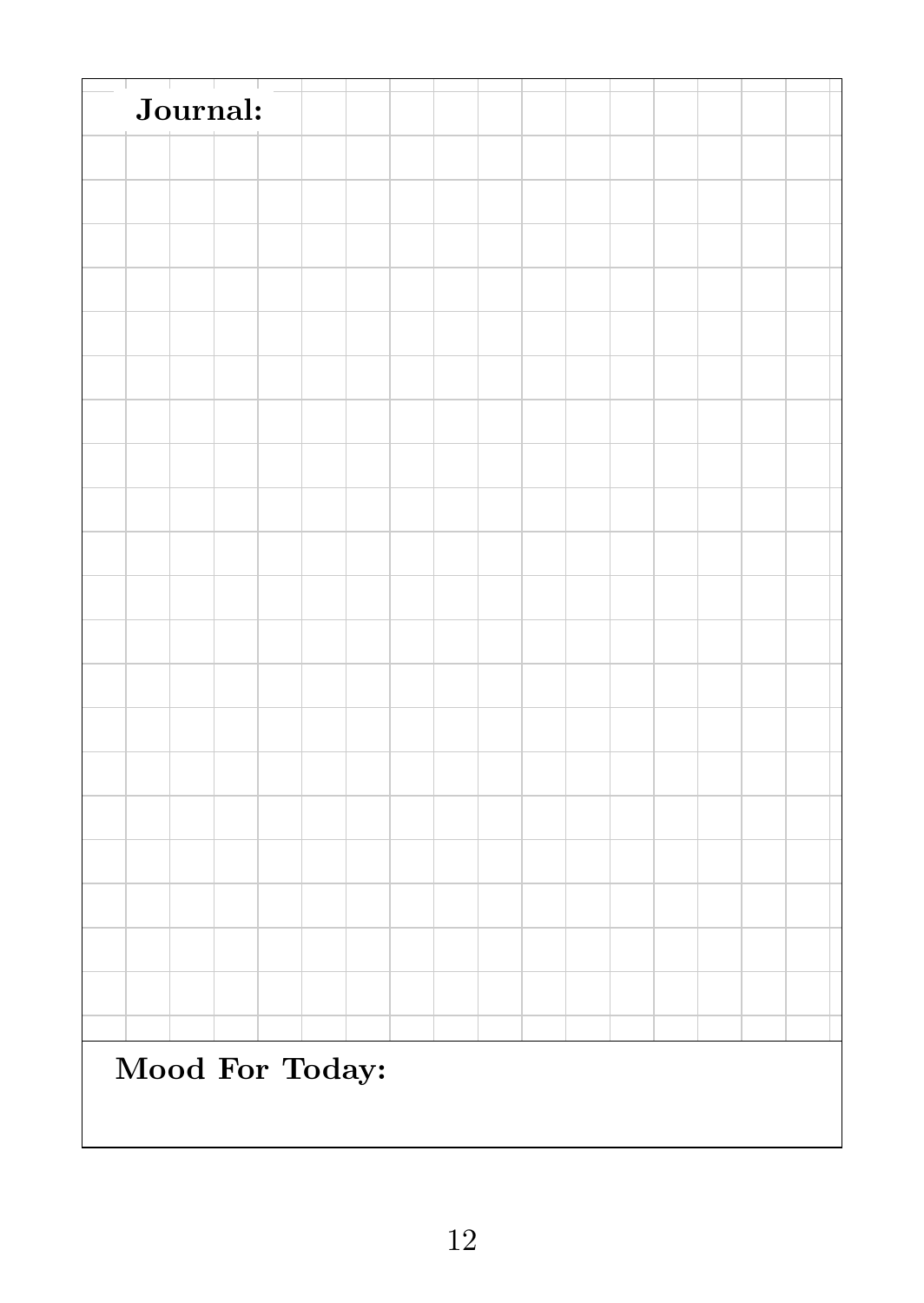**Journal:**

**Mood For Today:**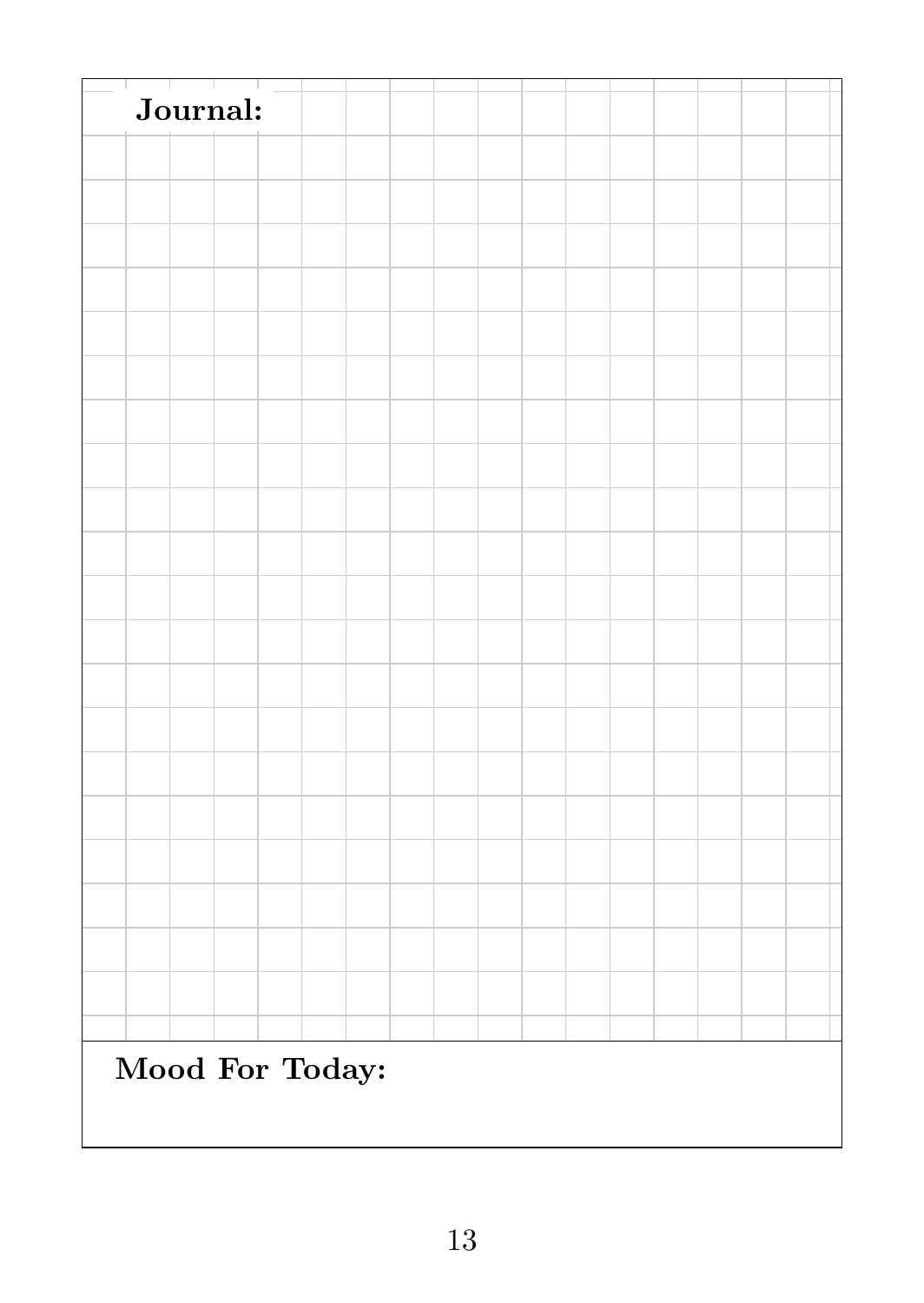**Journal:**

**Mood For Today:**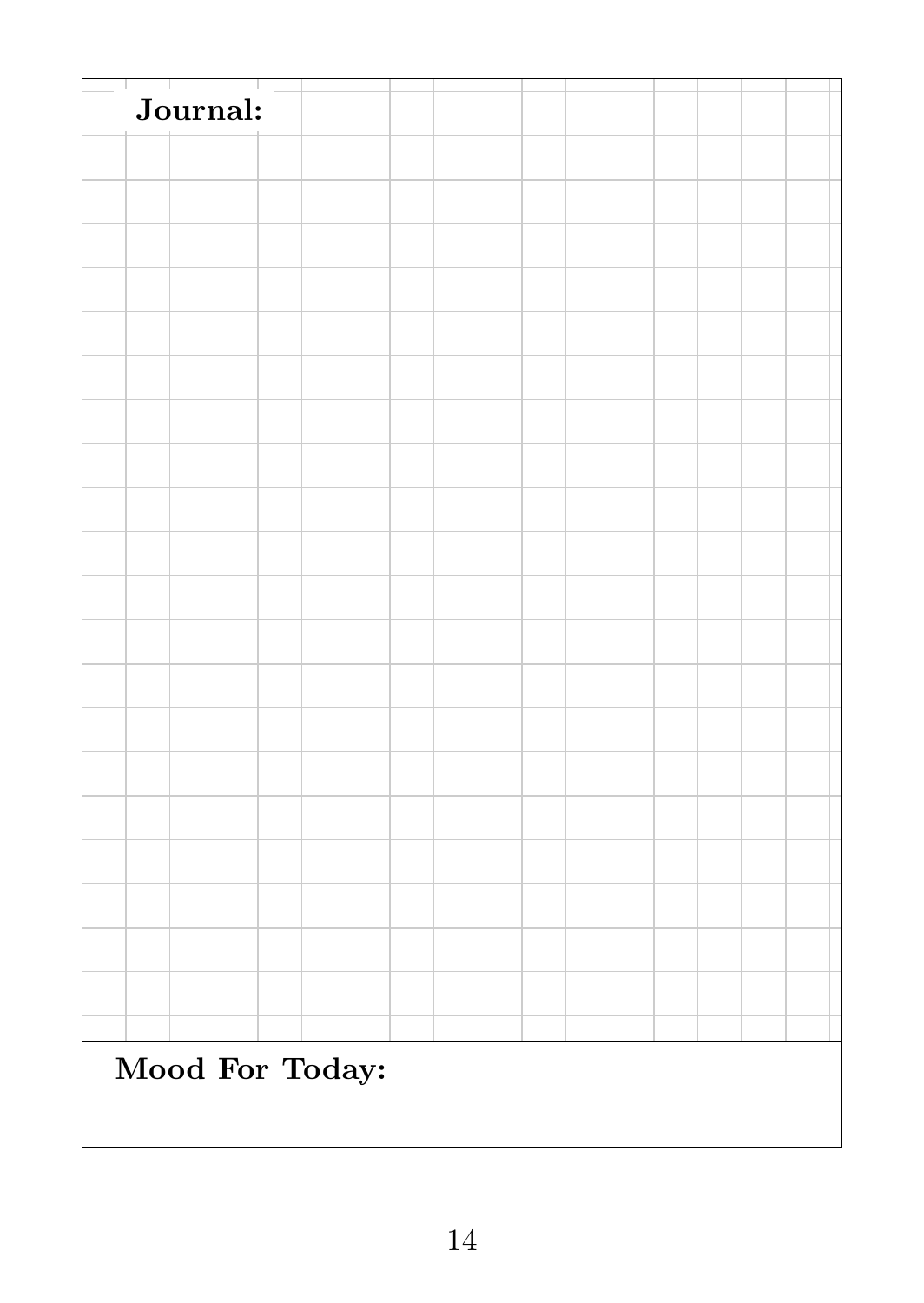**Journal:**

**Mood For Today:**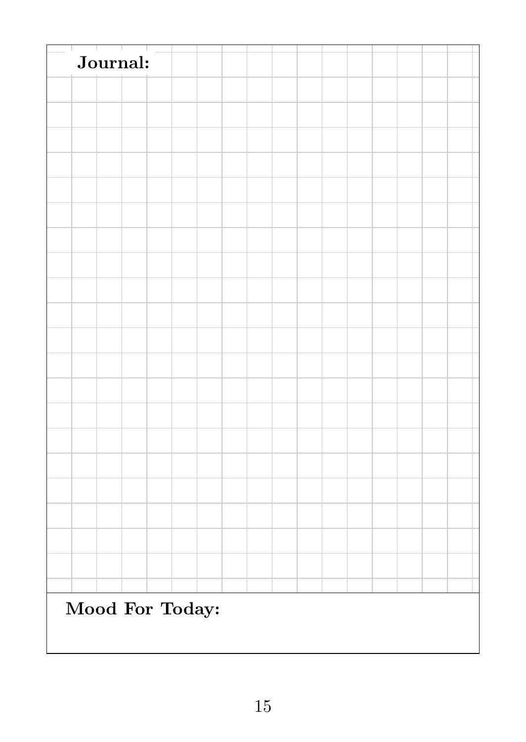**Journal:**

**Mood For Today:**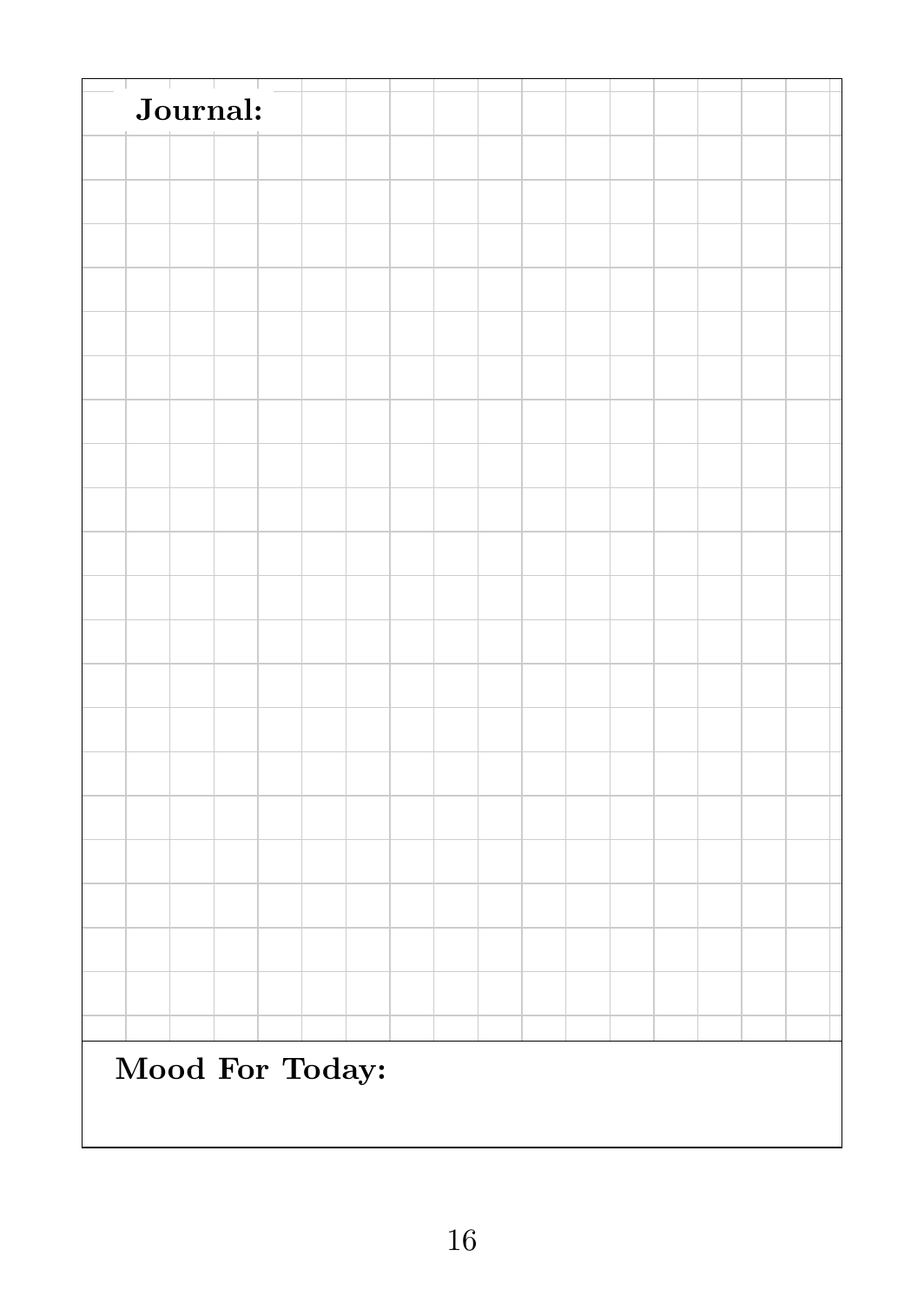**Journal:**

**Mood For Today:**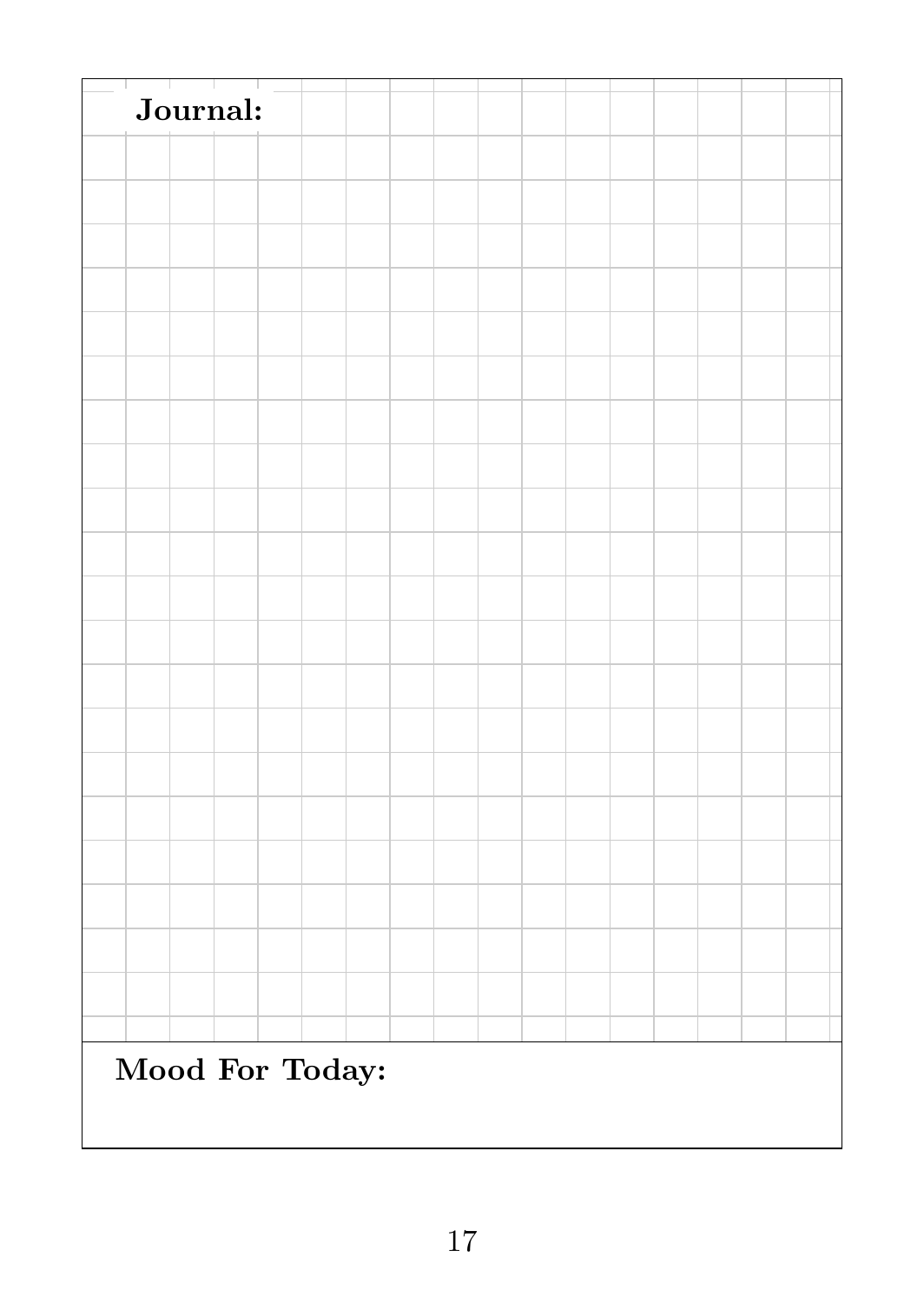**Journal:**

**Mood For Today:**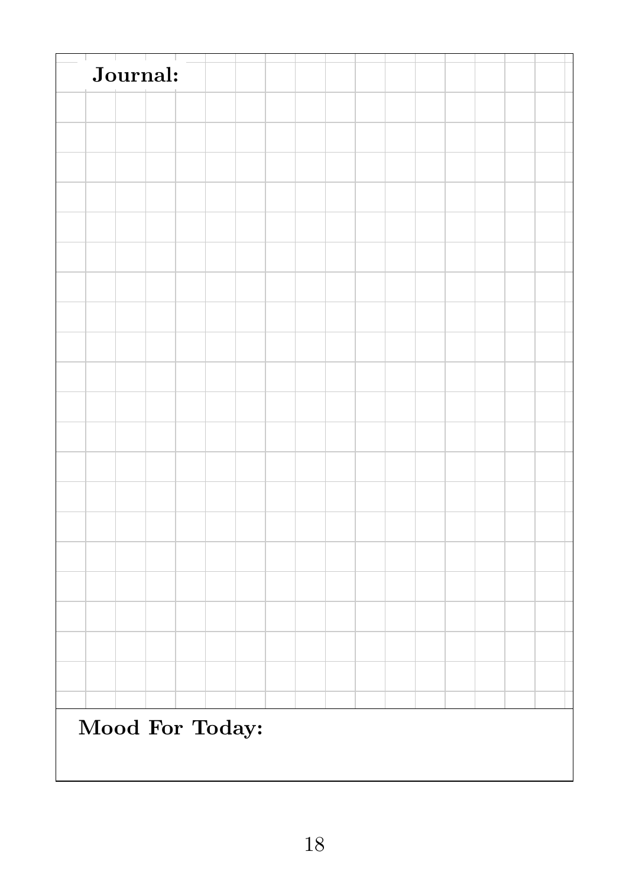**Journal:**

**Mood For Today:**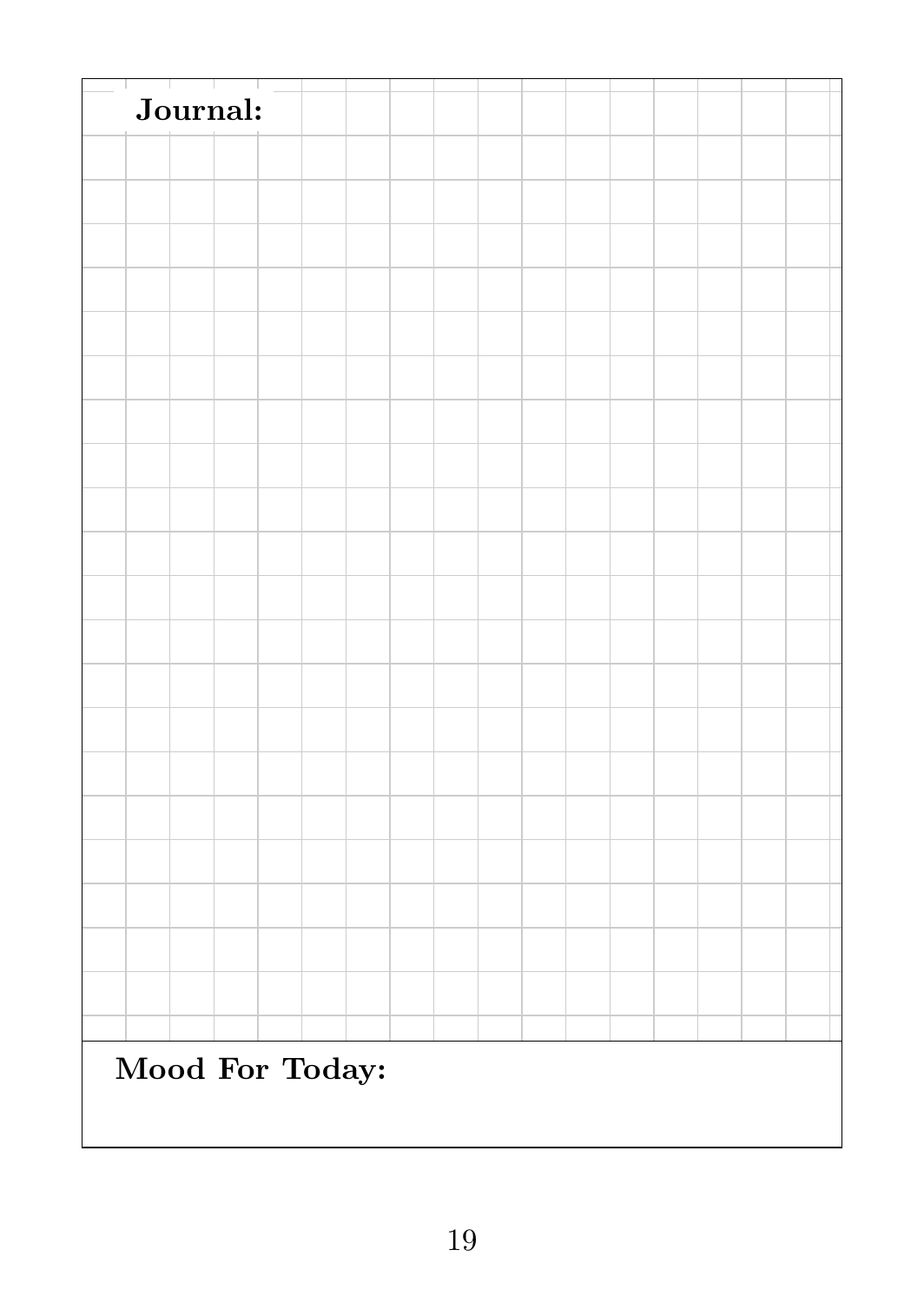**Journal:**

**Mood For Today:**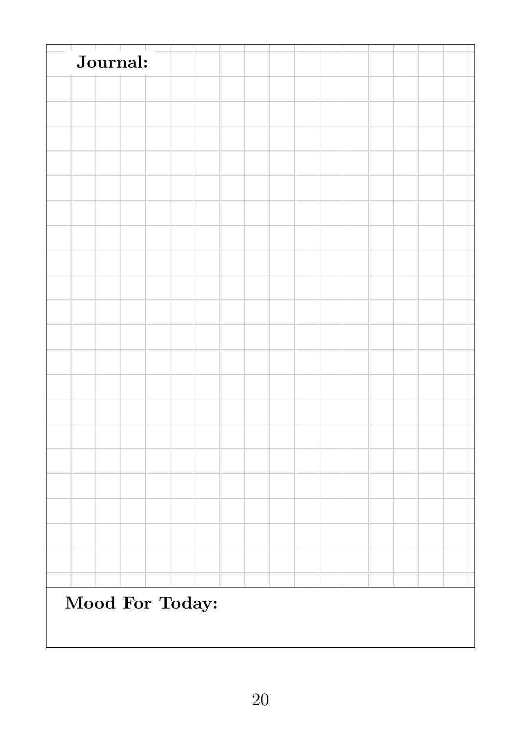**Journal:**

**Mood For Today:**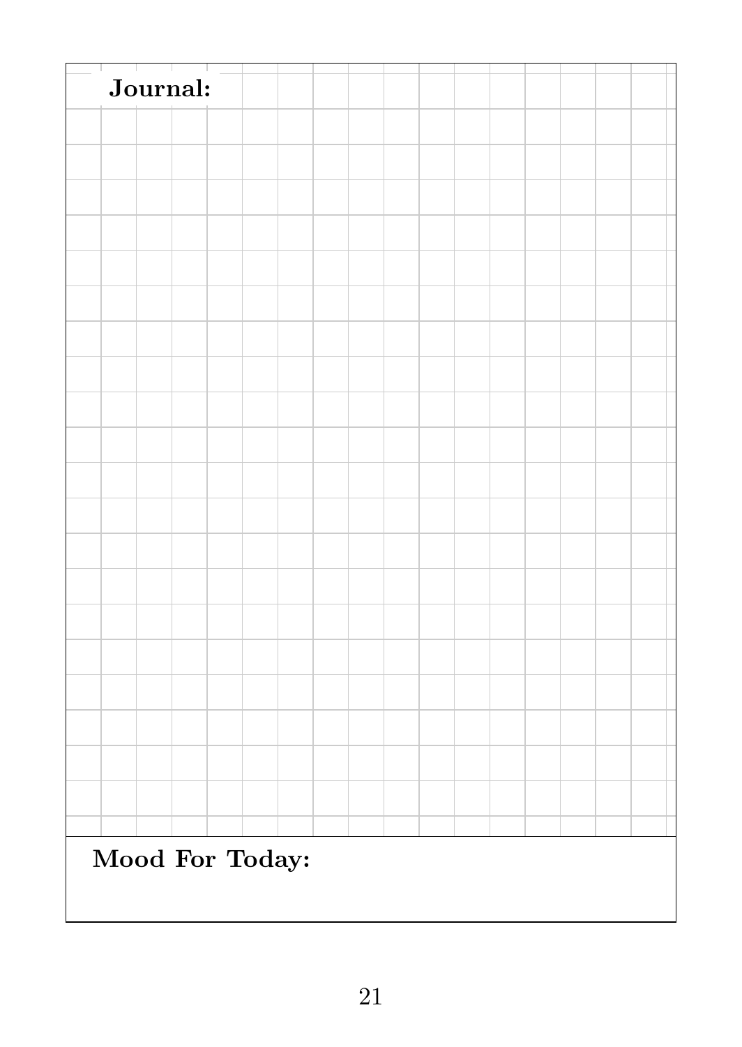**Journal:**

**Mood For Today:**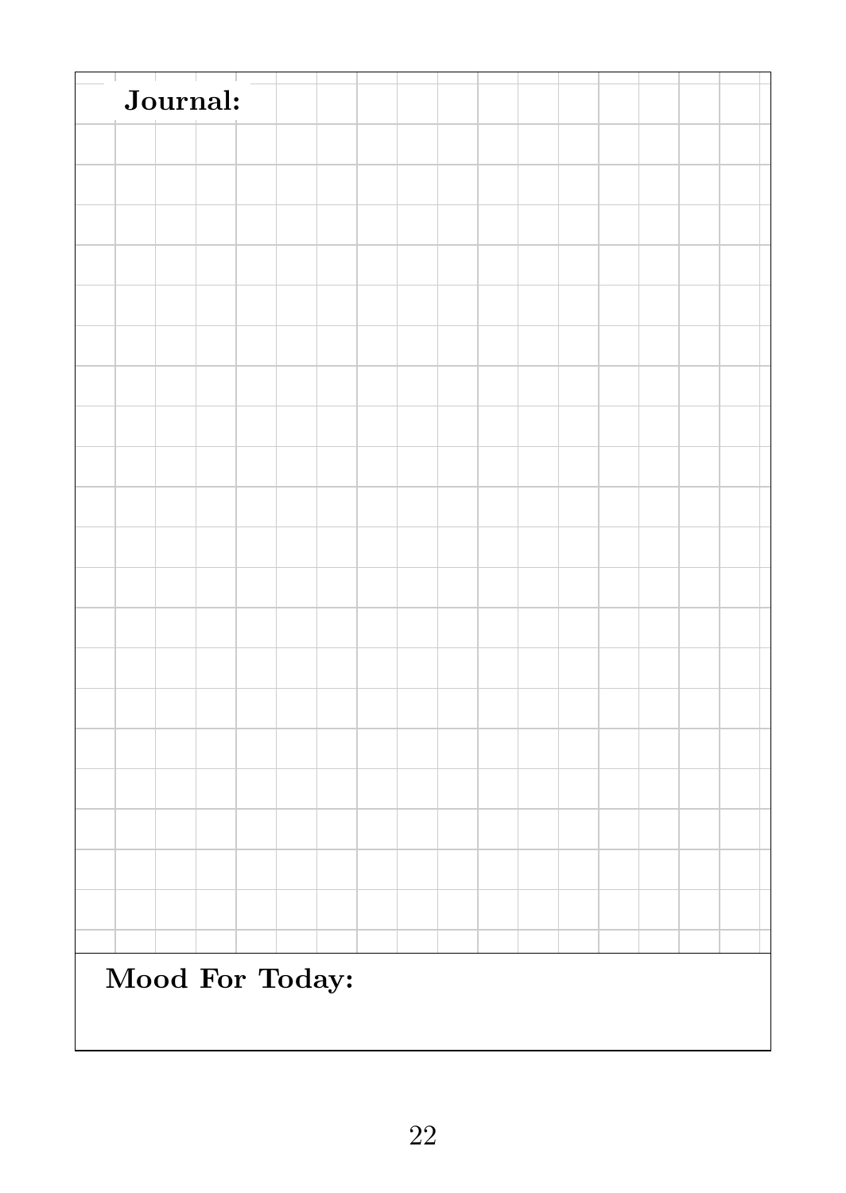**Journal:**

**Mood For Today:**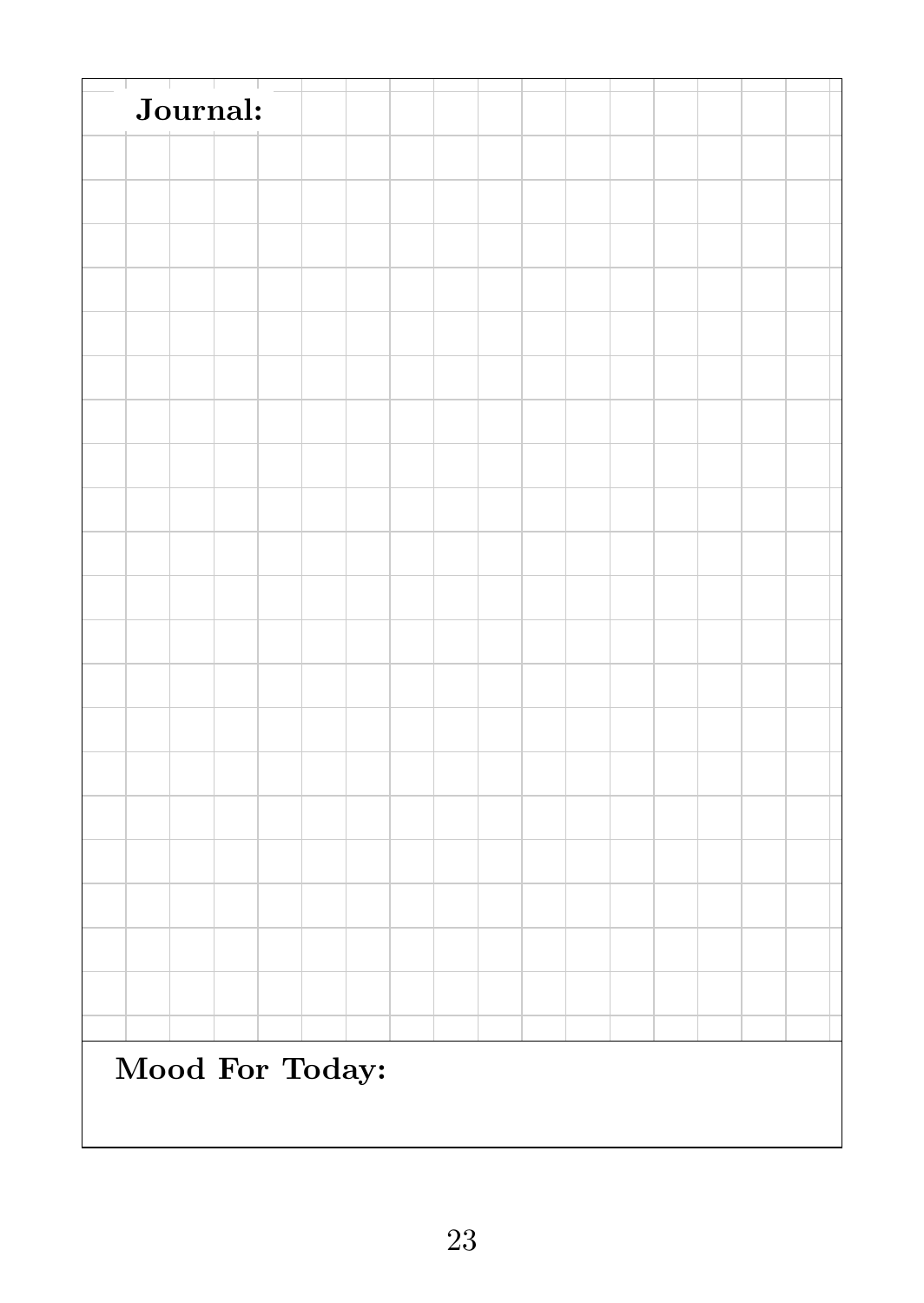**Journal:**

**Mood For Today:**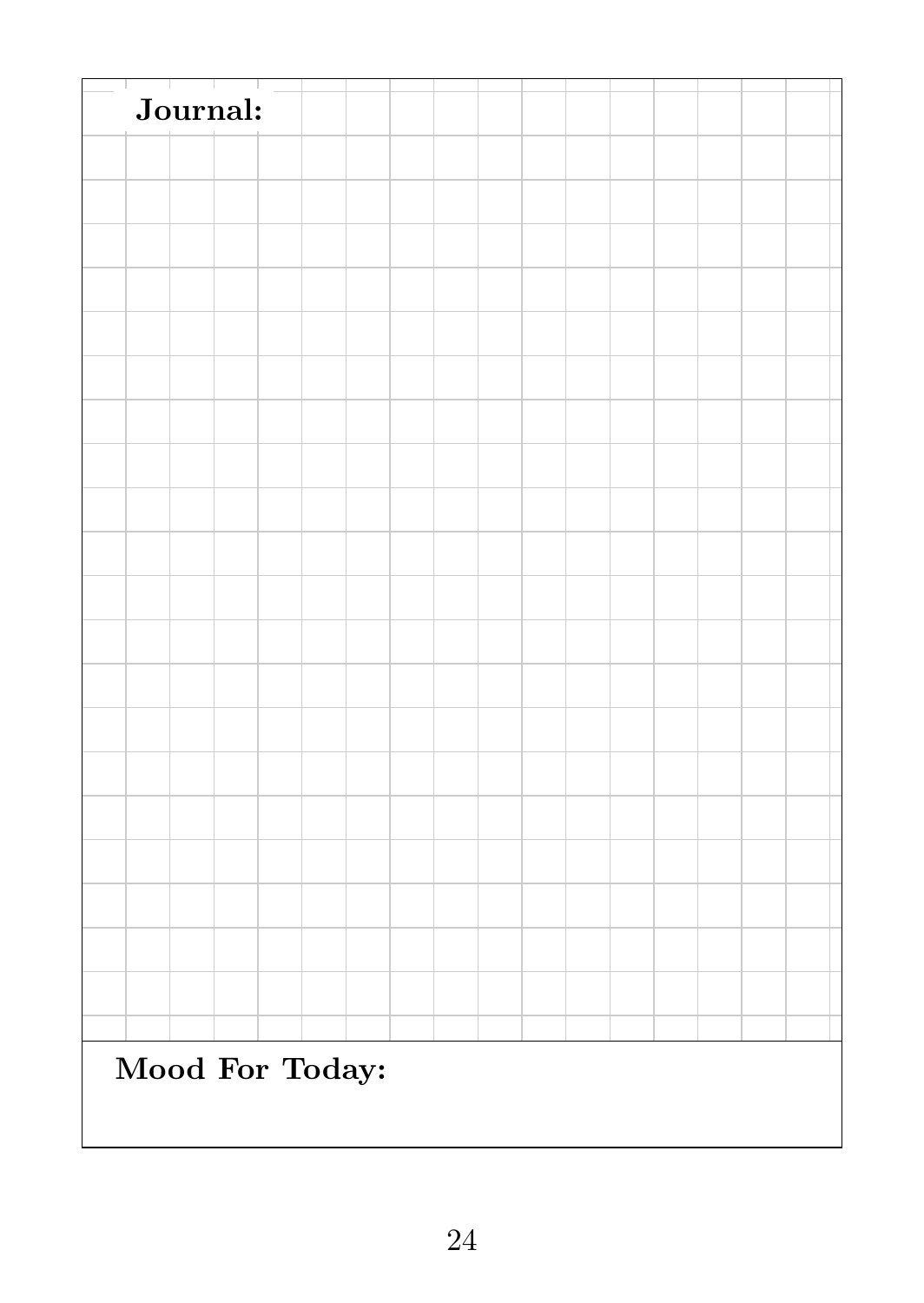**Journal:**

**Mood For Today:**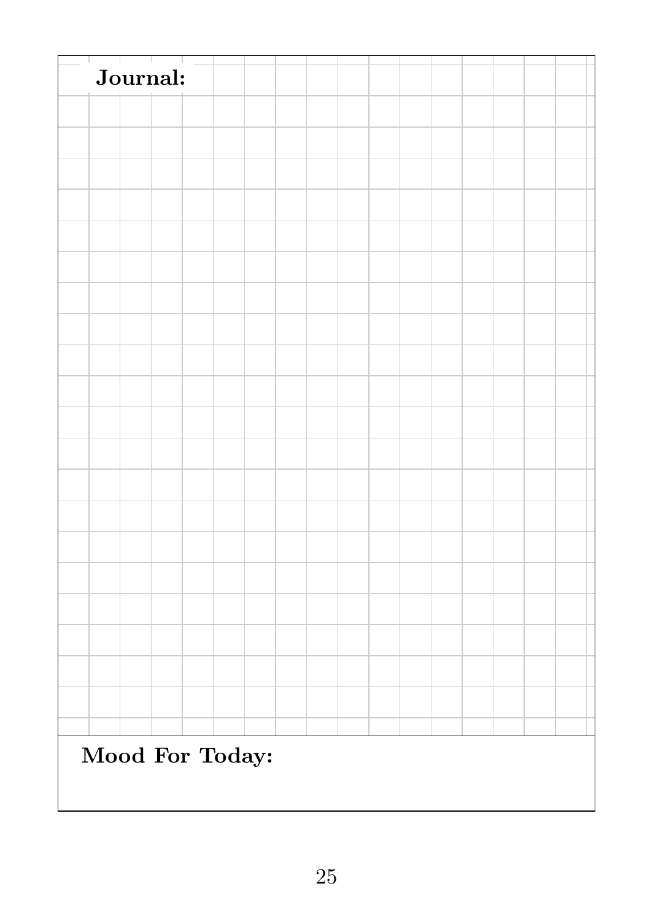**Journal:**

**Mood For Today:**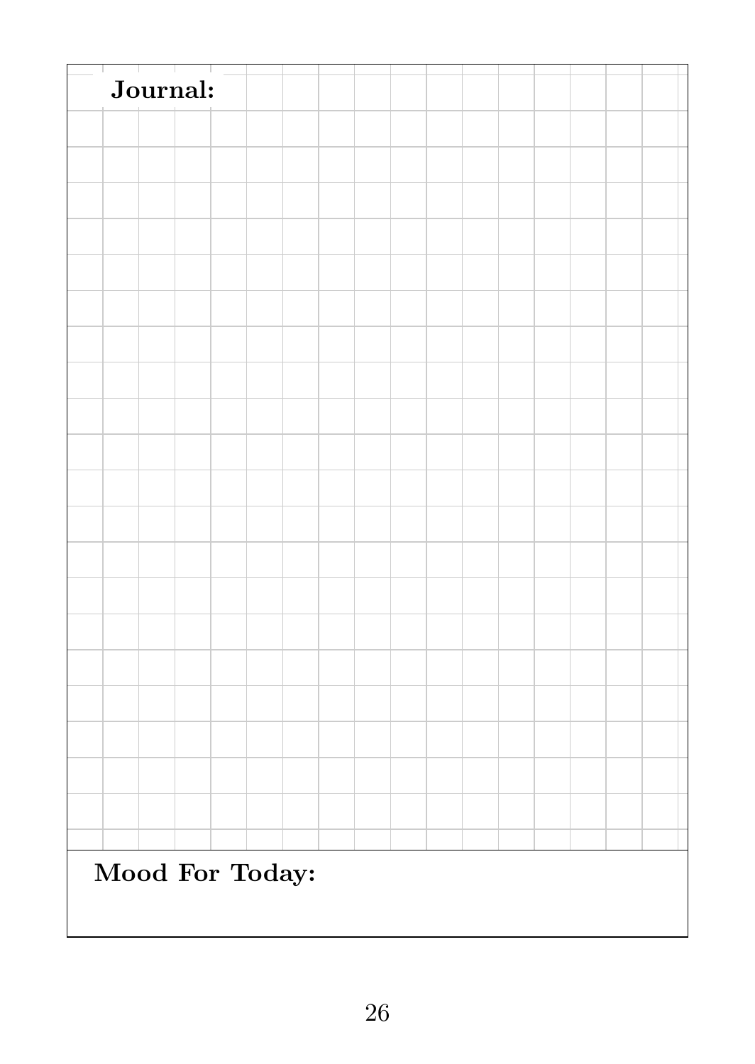**Journal:**

**Mood For Today:**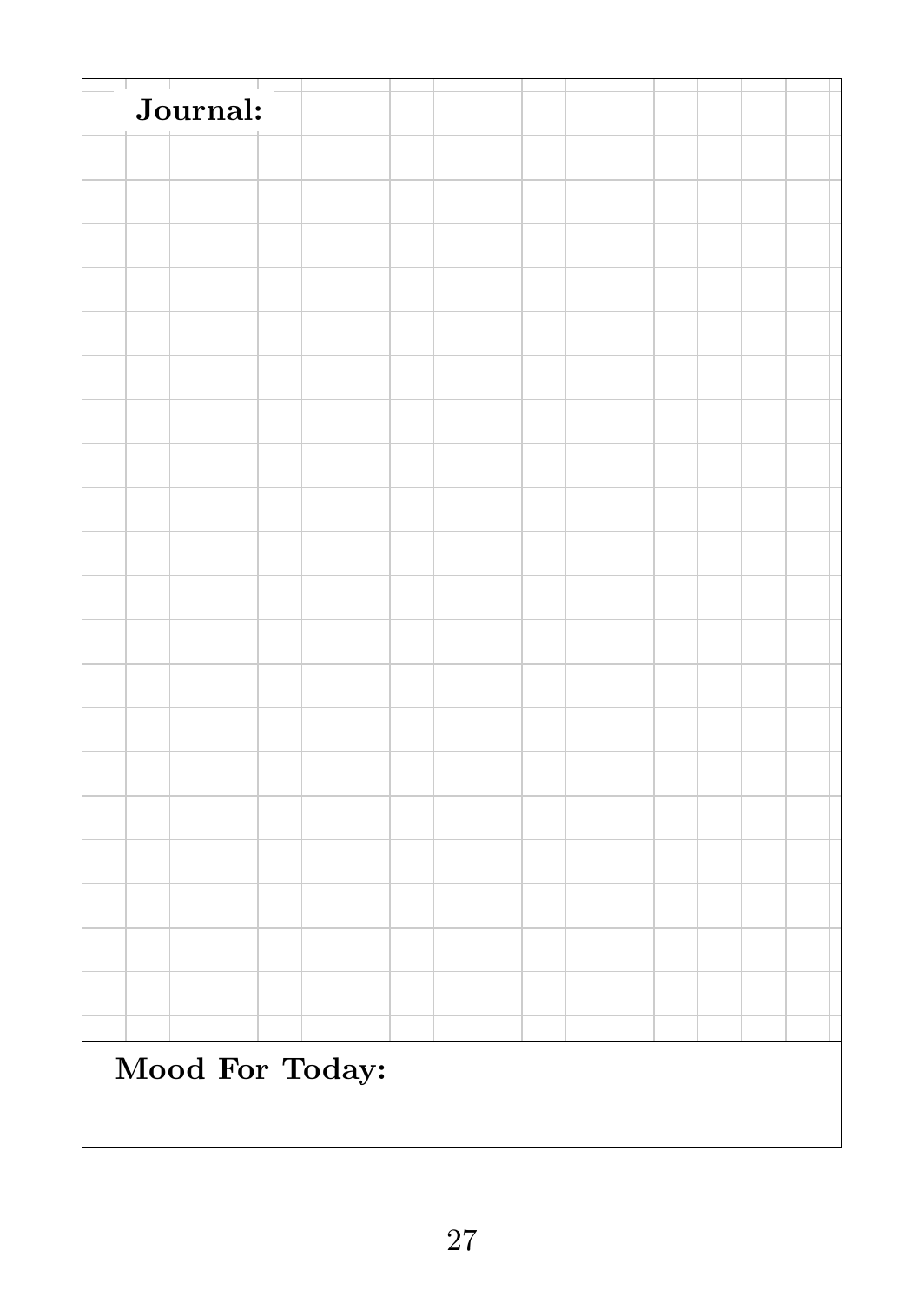**Journal:**

**Mood For Today:**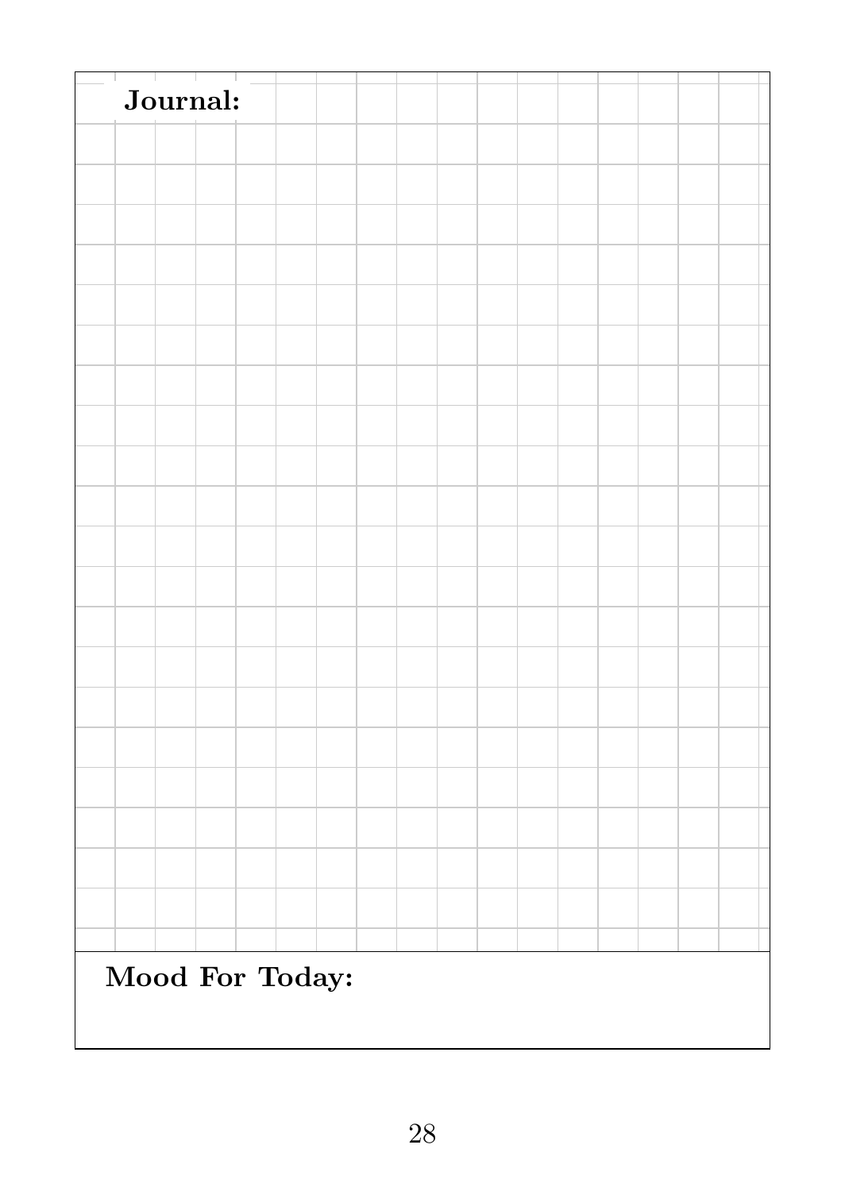**Journal:**

**Mood For Today:**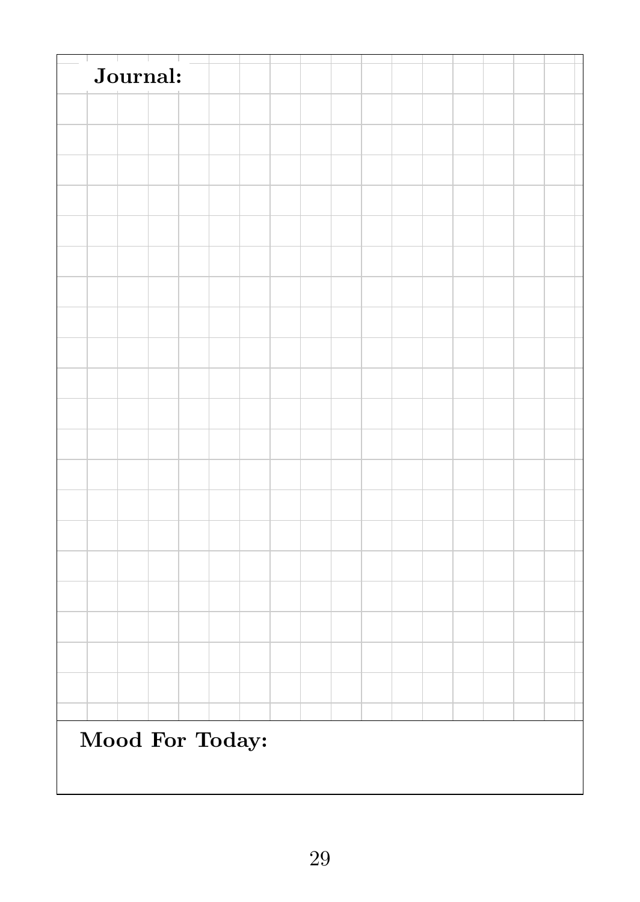**Journal:**

**Mood For Today:**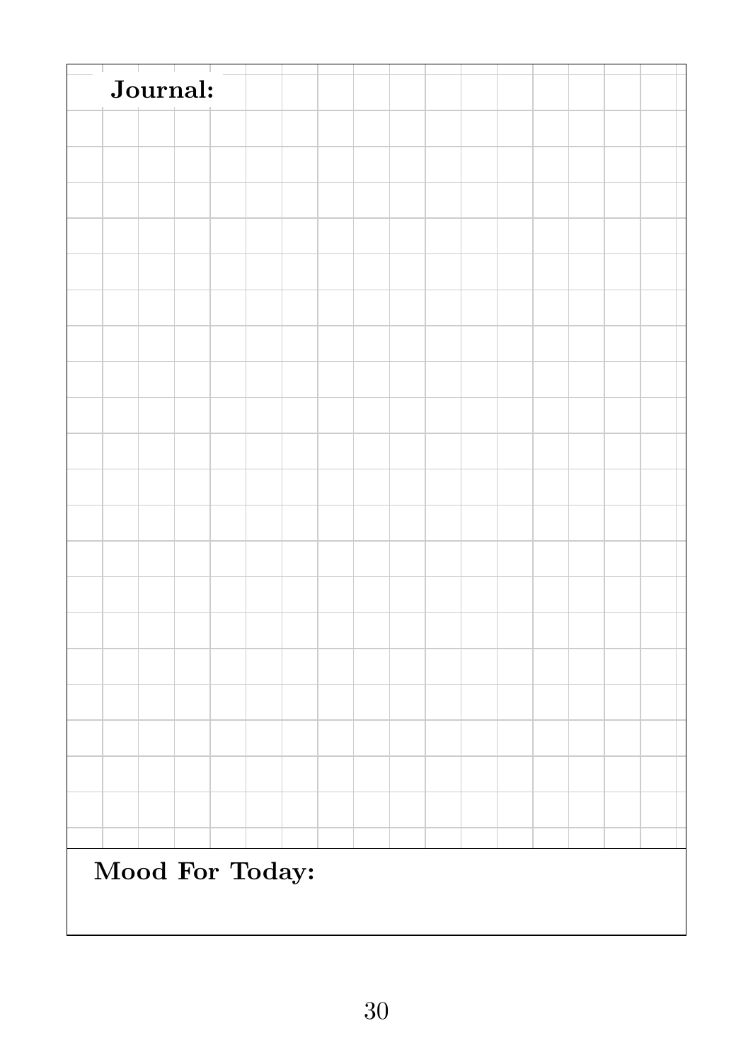**Journal:**

**Mood For Today:**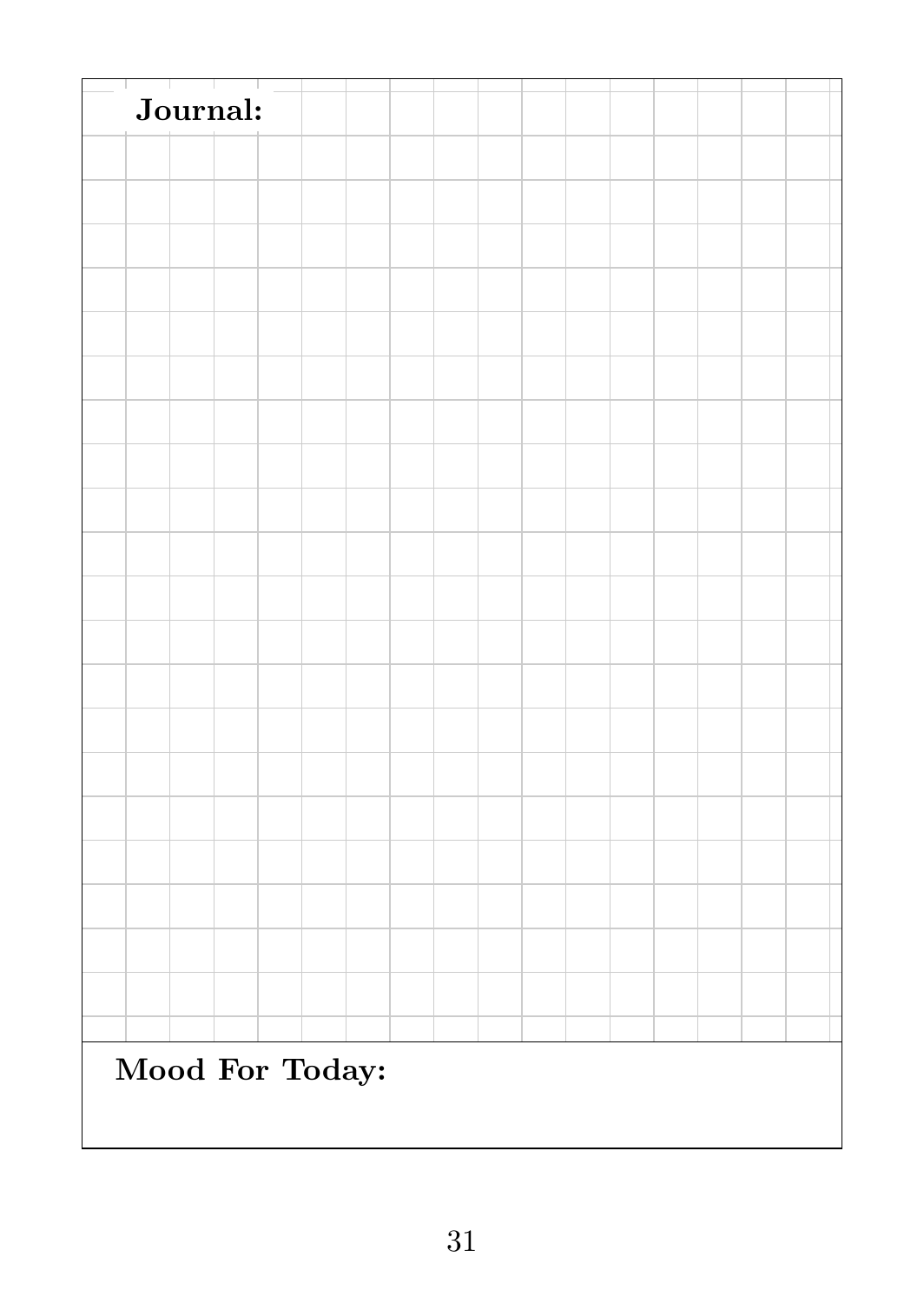**Journal:**

**Mood For Today:**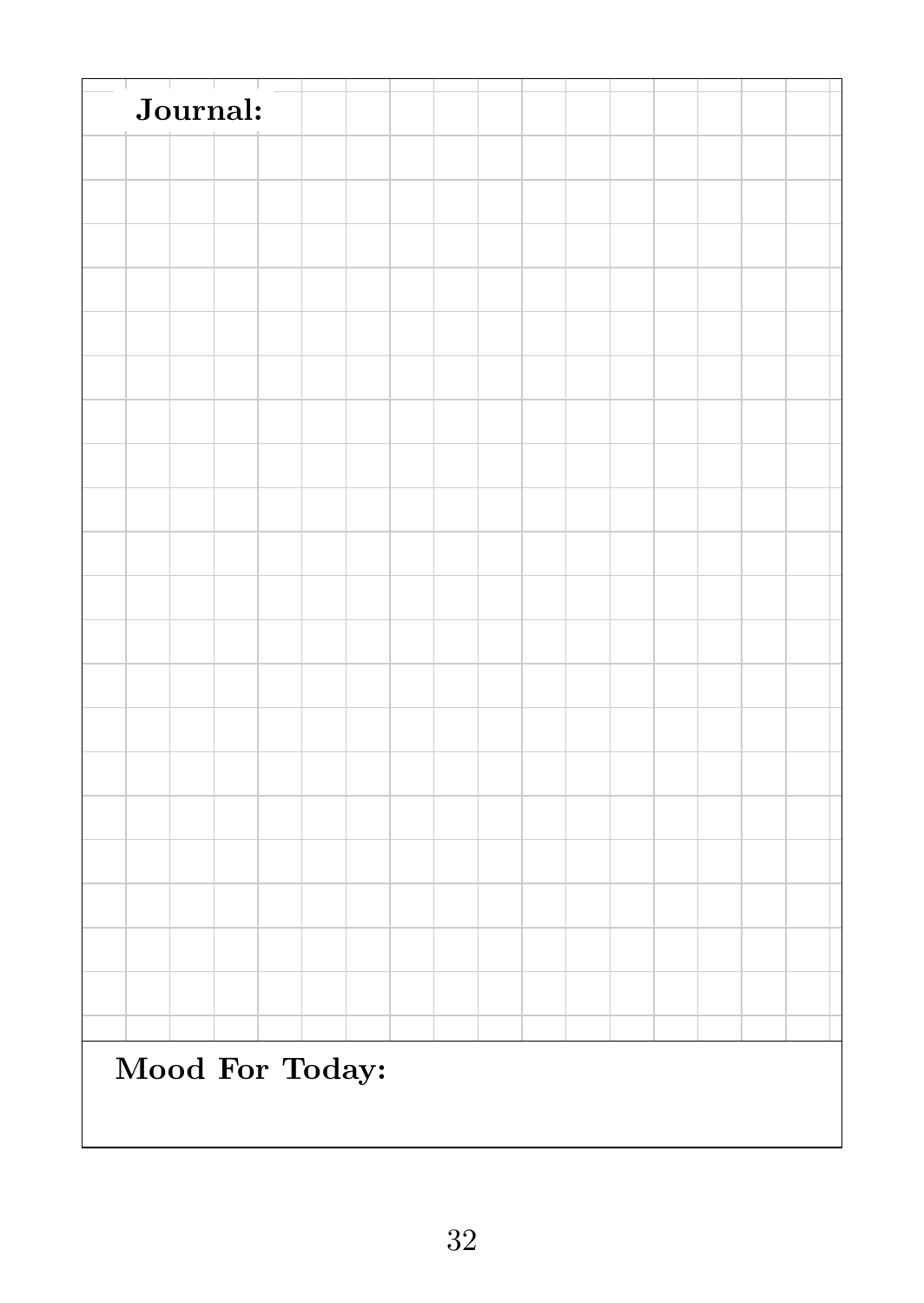**Journal:**

**Mood For Today:**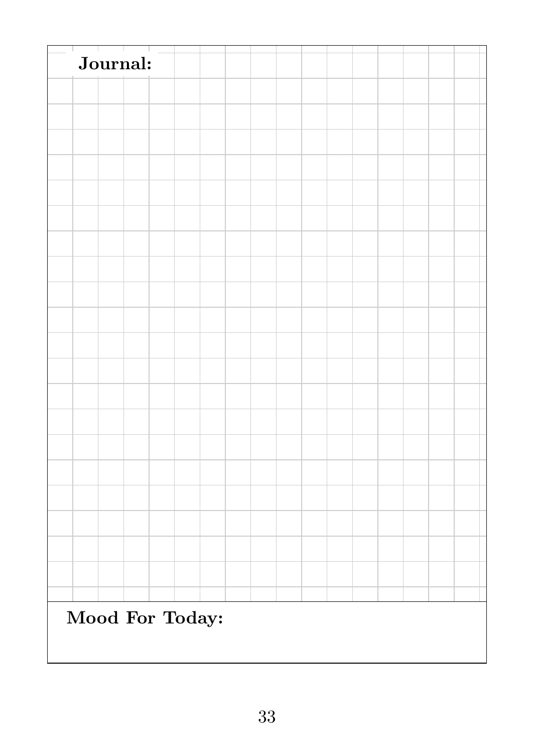**Journal:**

**Mood For Today:**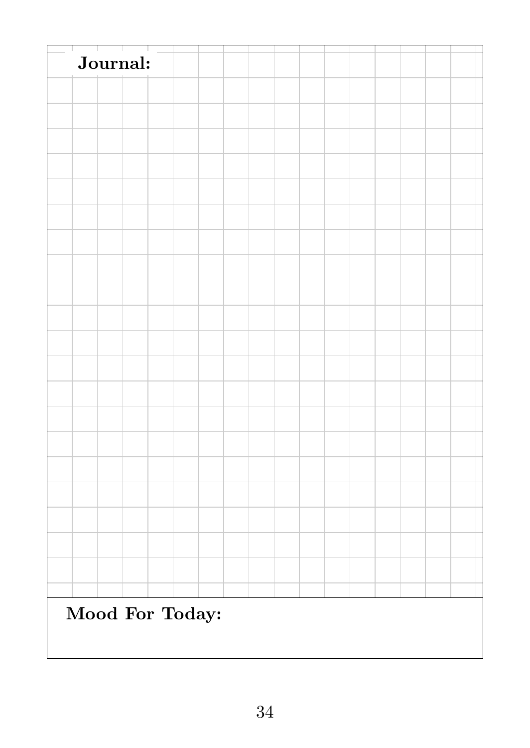**Journal:**

**Mood For Today:**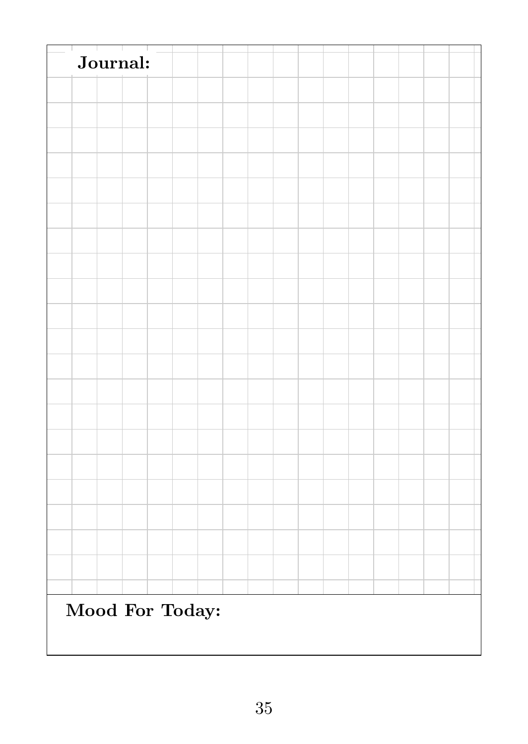**Journal:**

**Mood For Today:**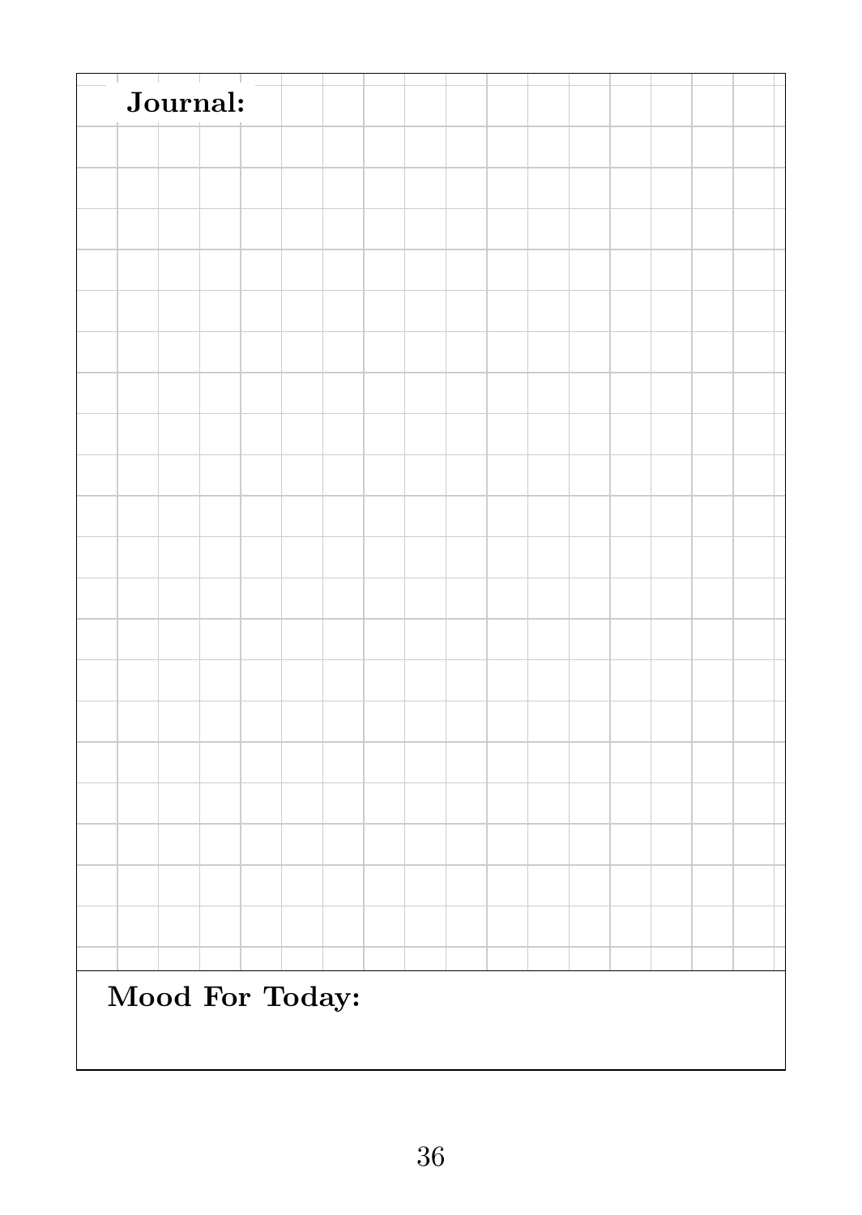**Journal:**

**Mood For Today:**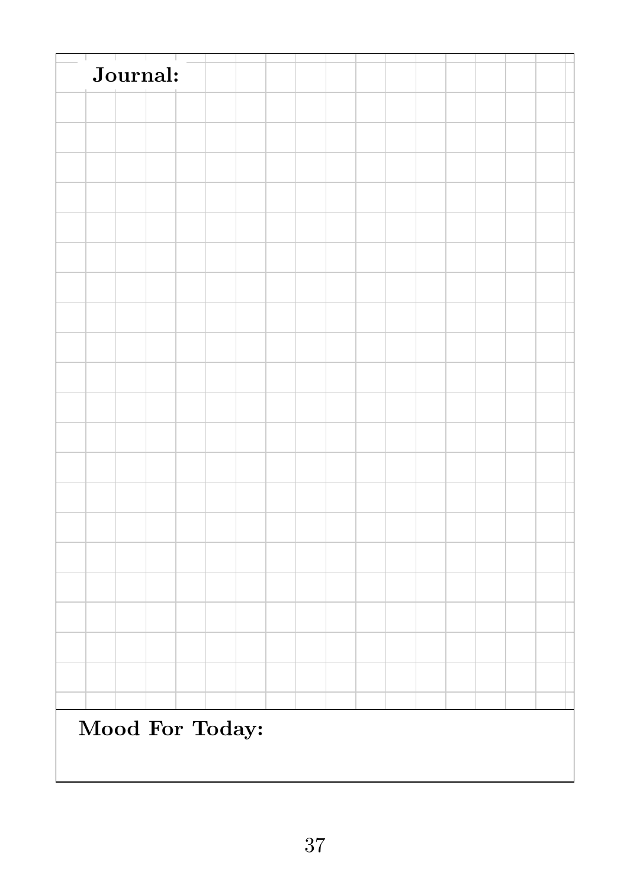**Journal:**

**Mood For Today:**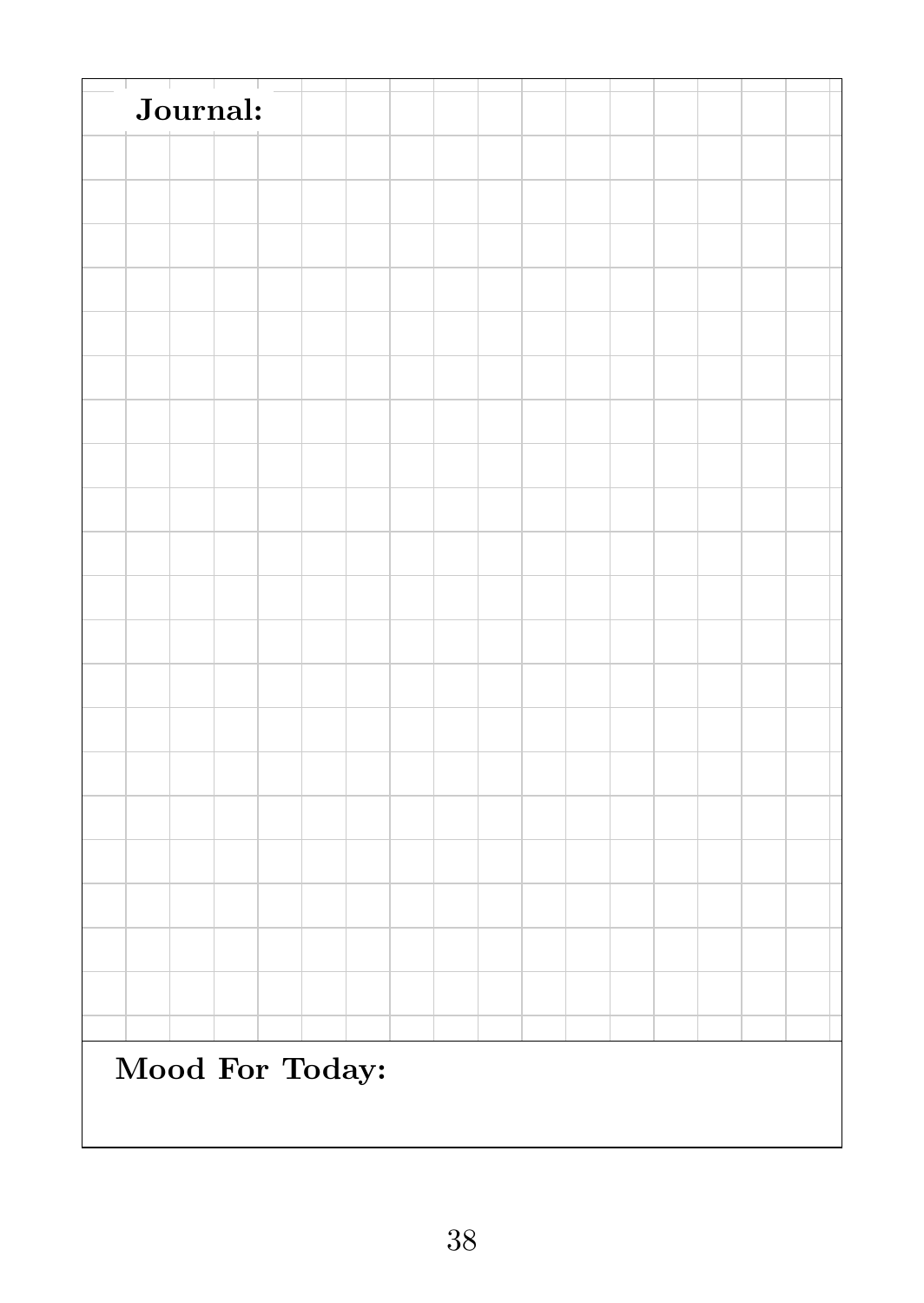**Journal:**

**Mood For Today:**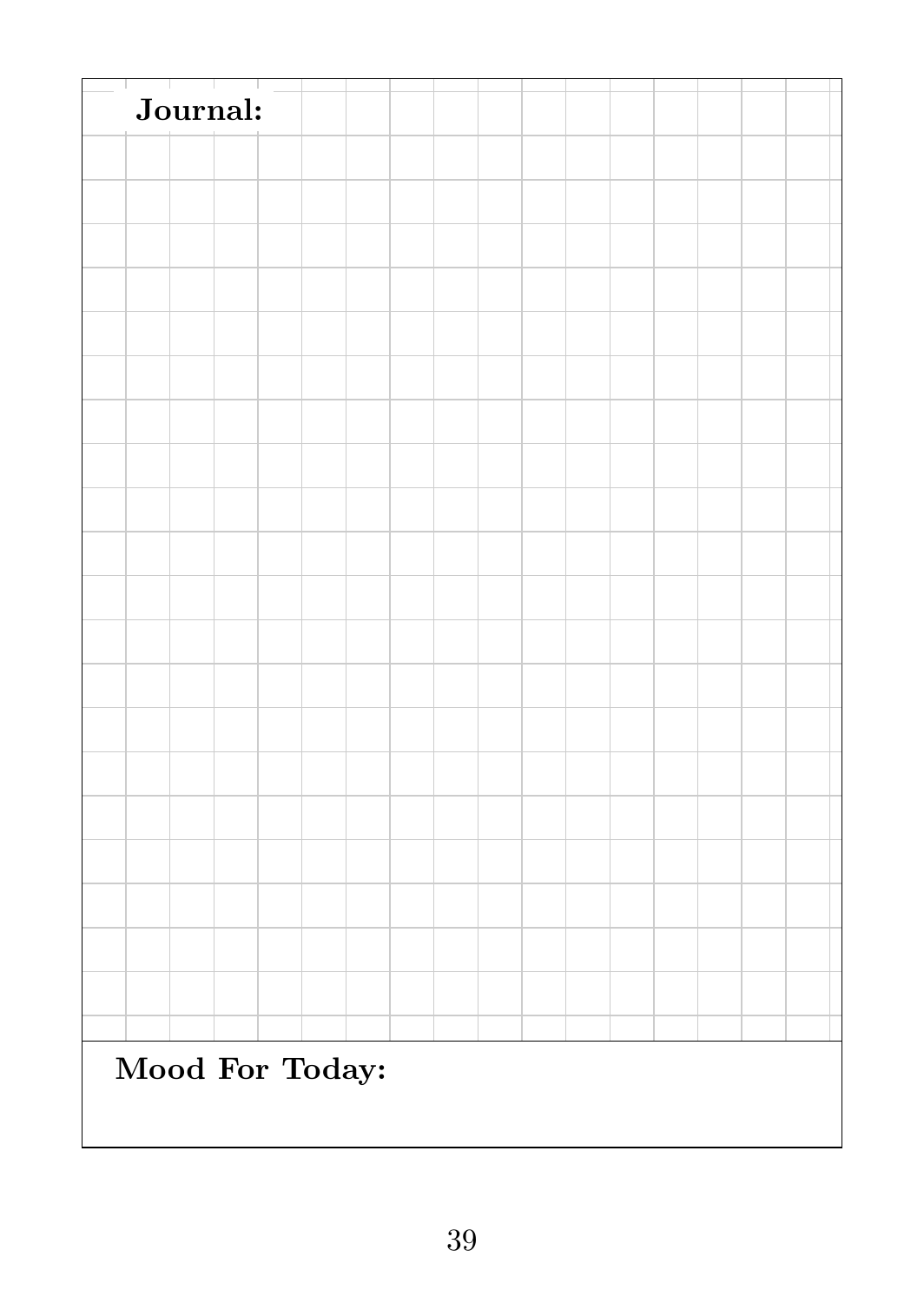**Journal:**

**Mood For Today:**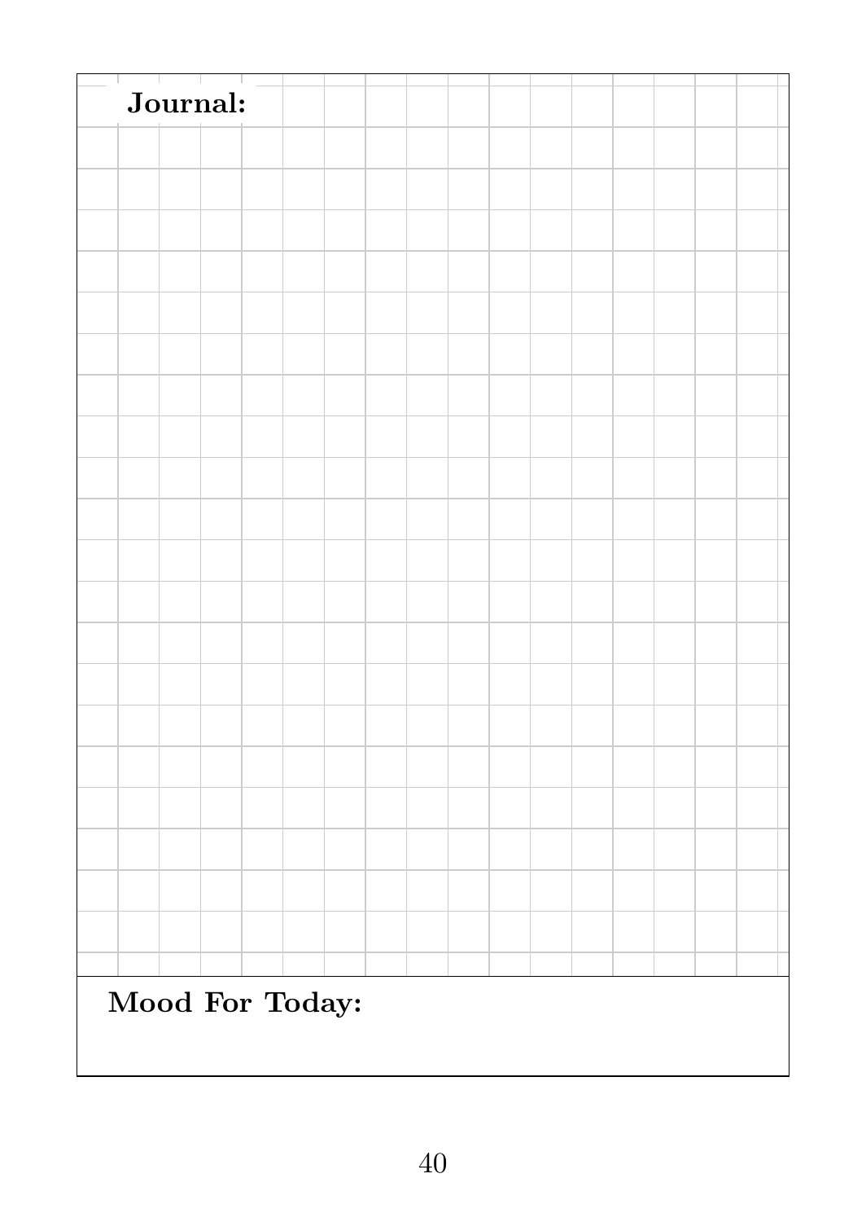**Journal:**

**Mood For Today:**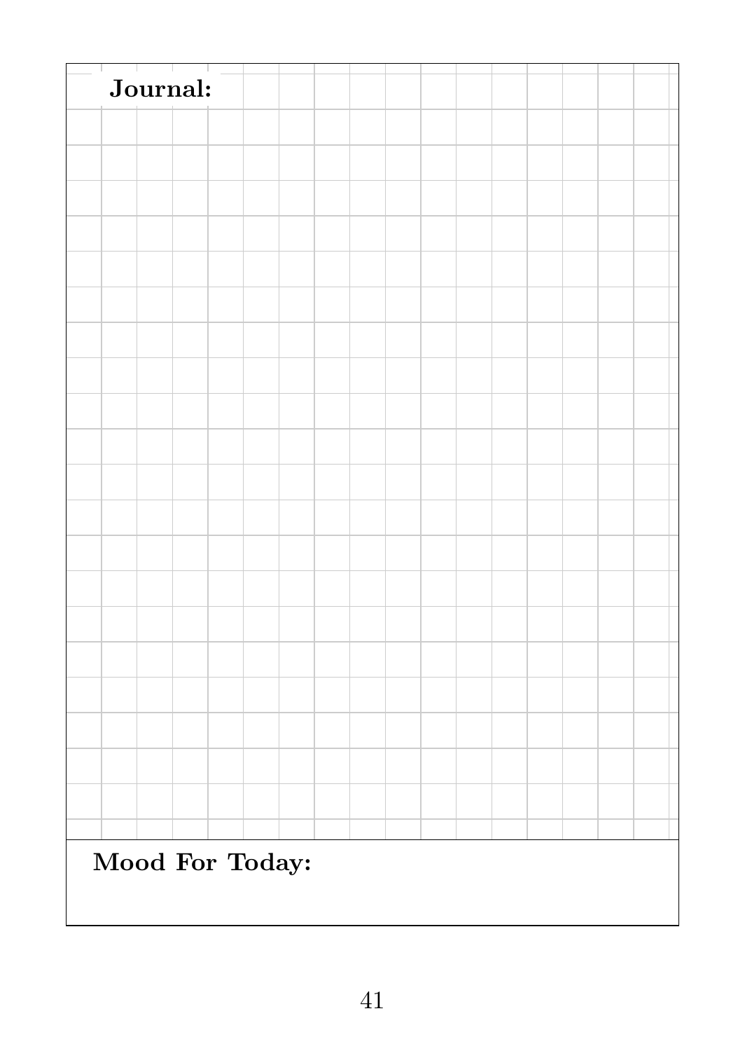**Journal:**

**Mood For Today:**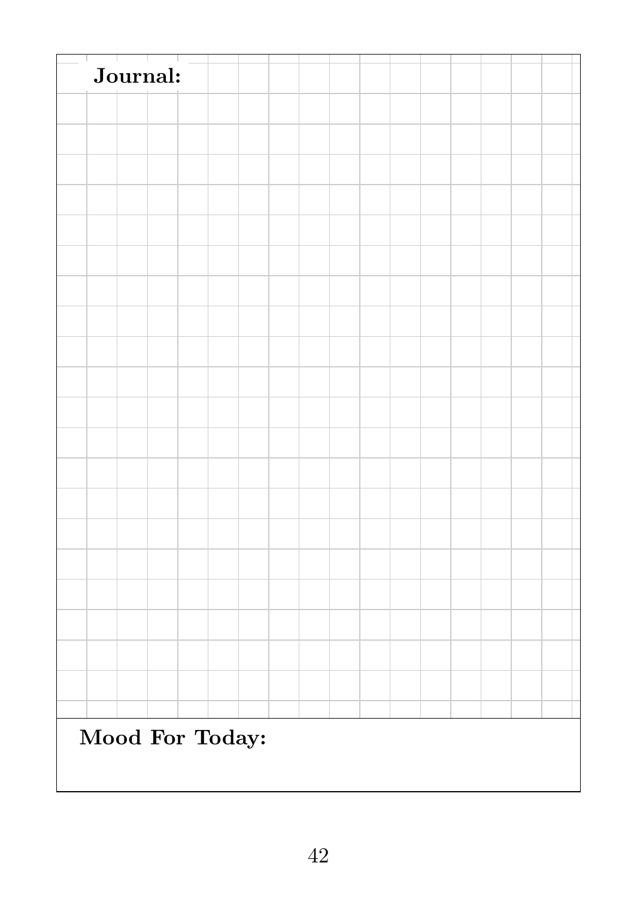**Journal:**

**Mood For Today:**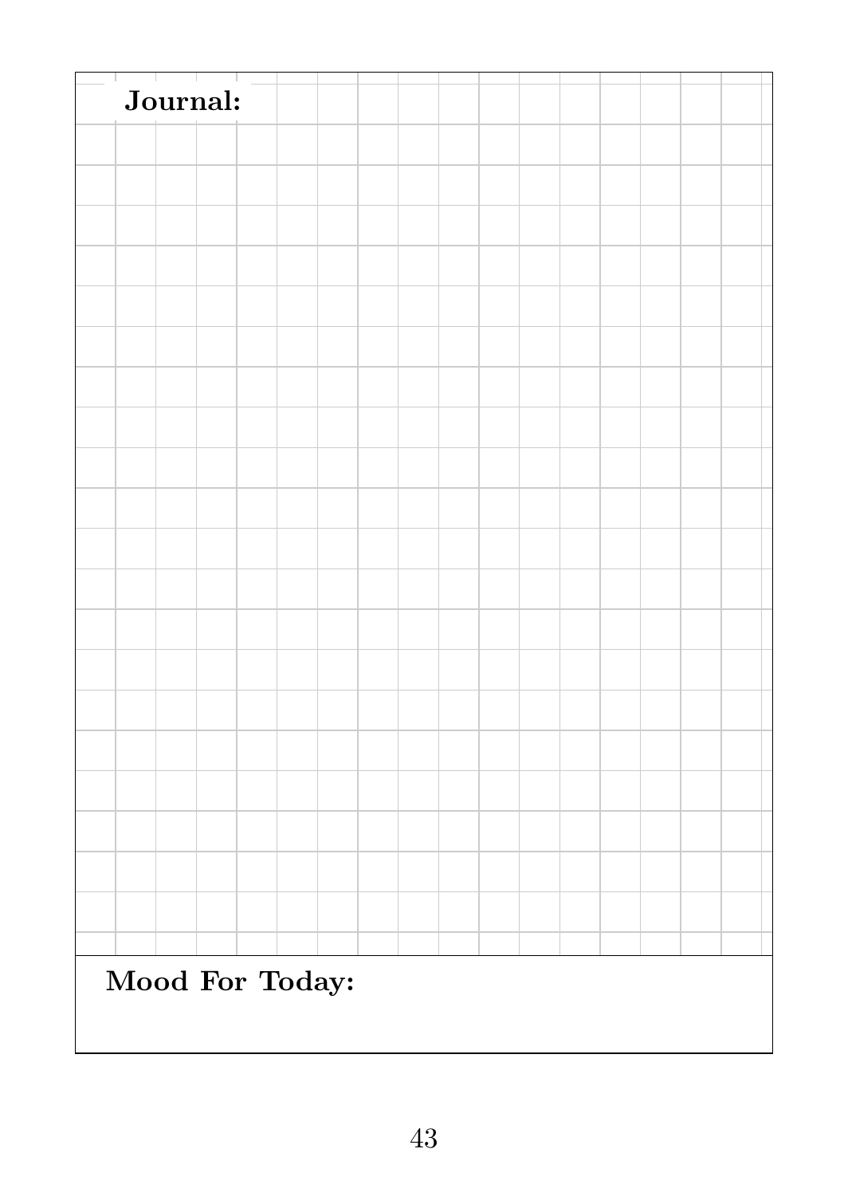**Journal:**

**Mood For Today:**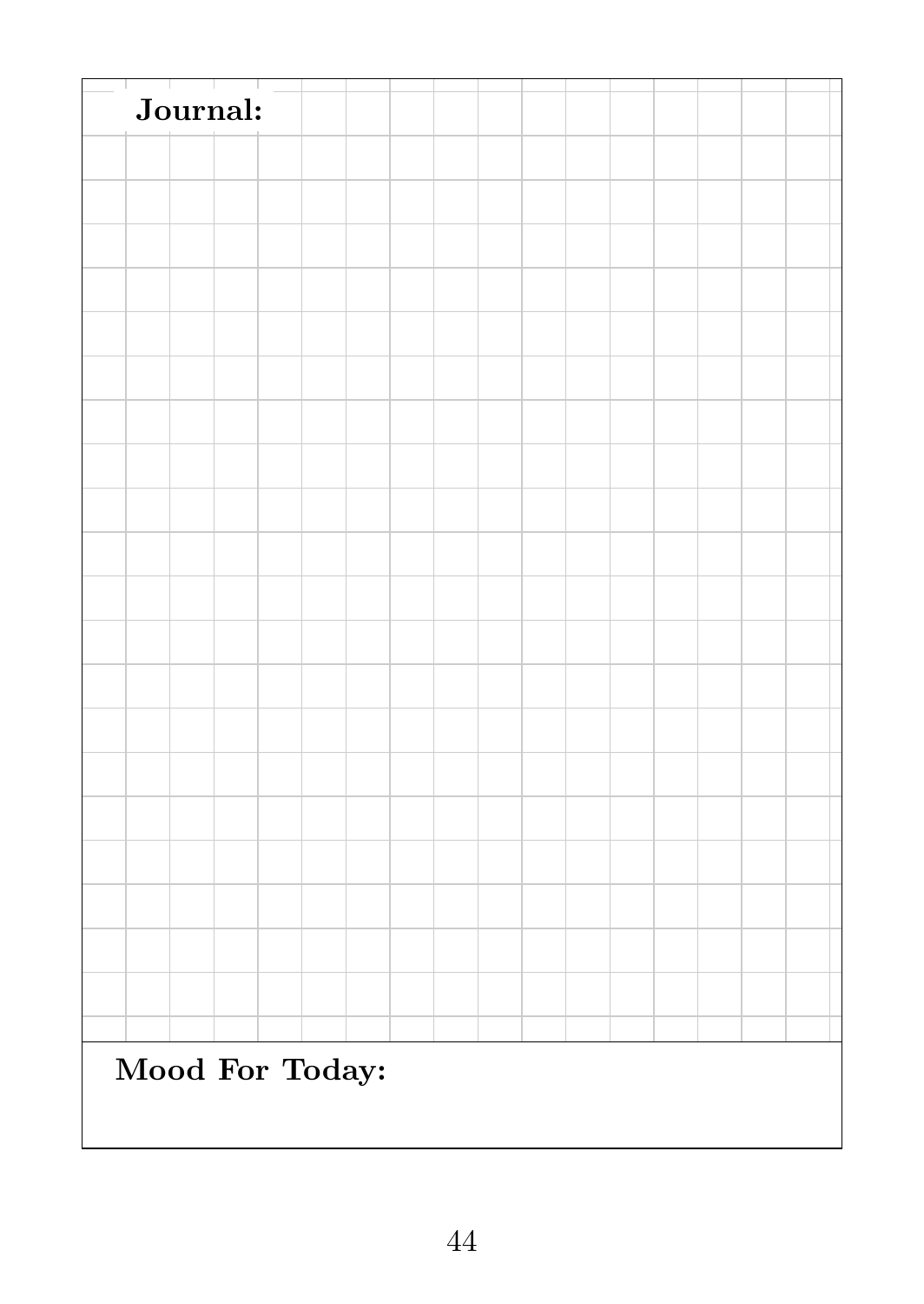**Journal:**

**Mood For Today:**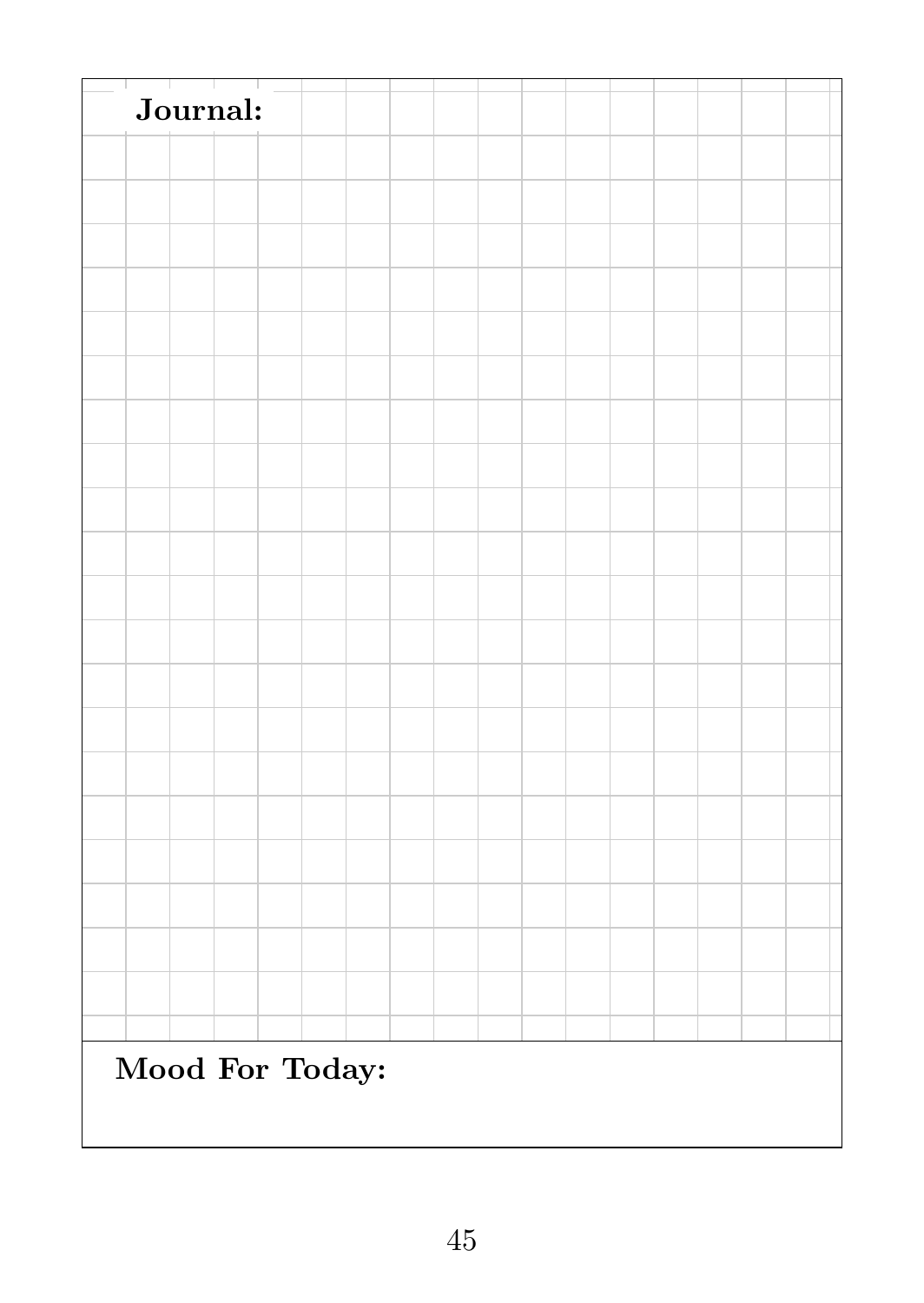**Journal:**

**Mood For Today:**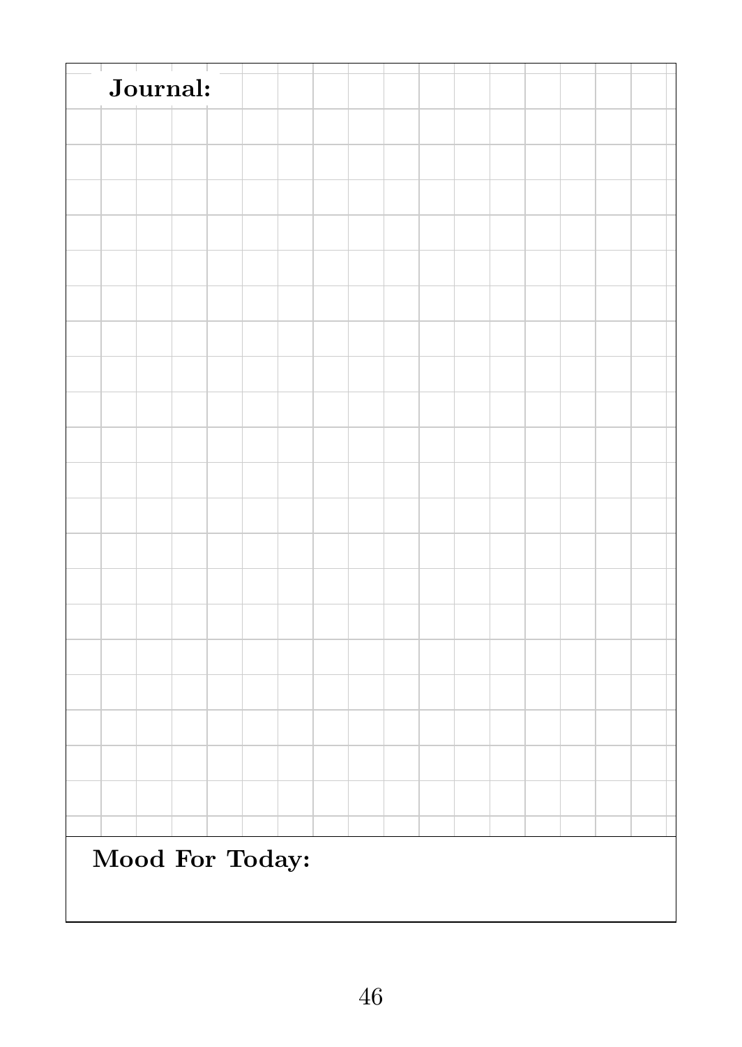**Journal:**

**Mood For Today:**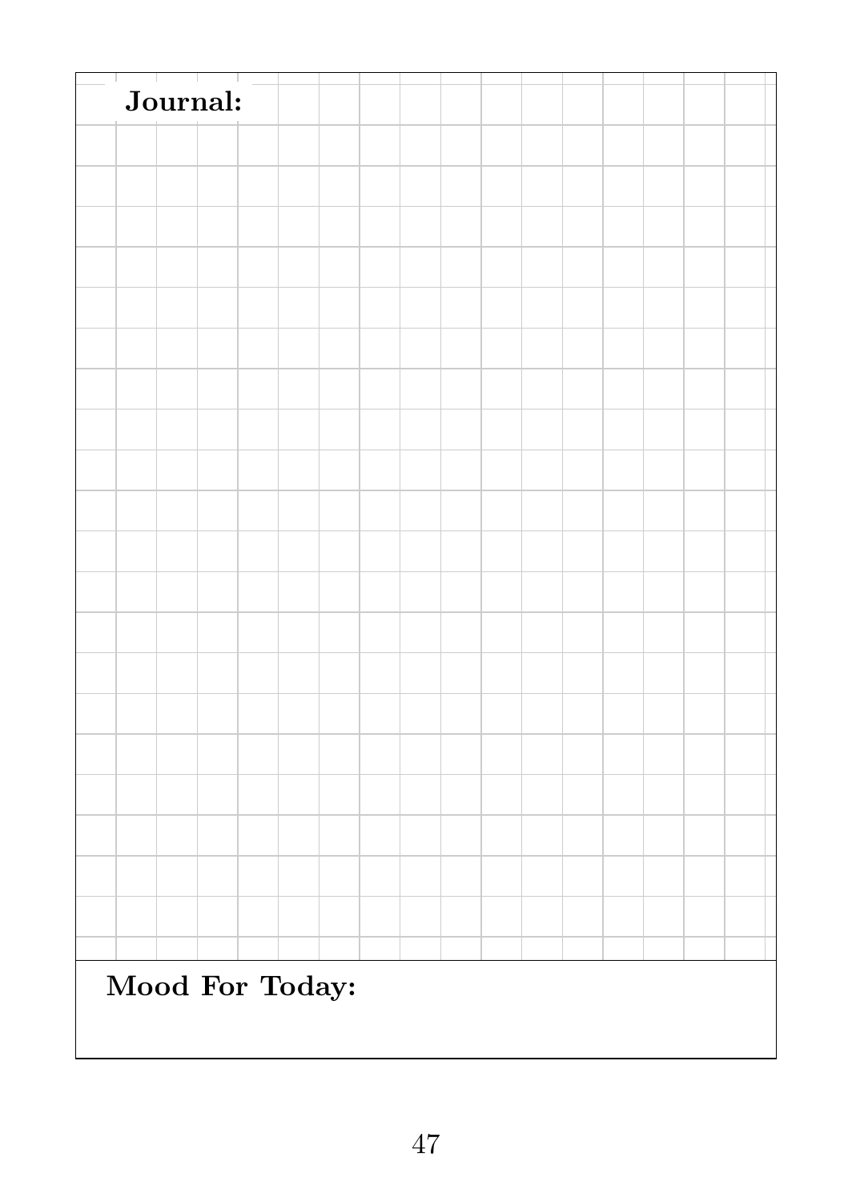**Journal:**

**Mood For Today:**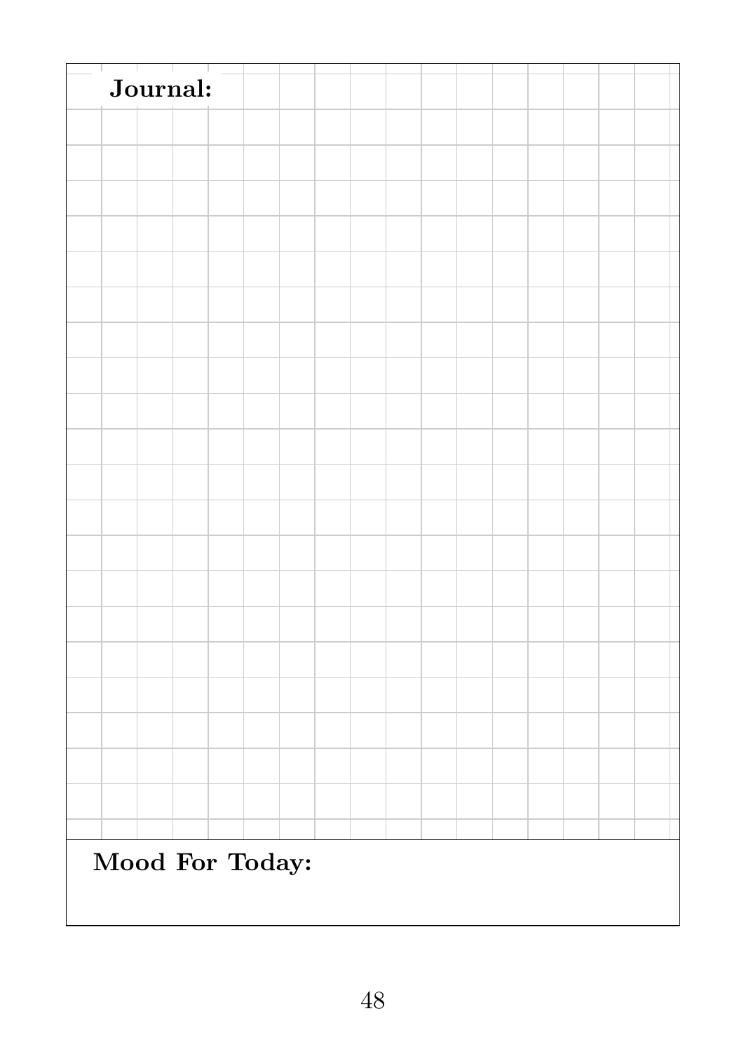**Journal:**

**Mood For Today:**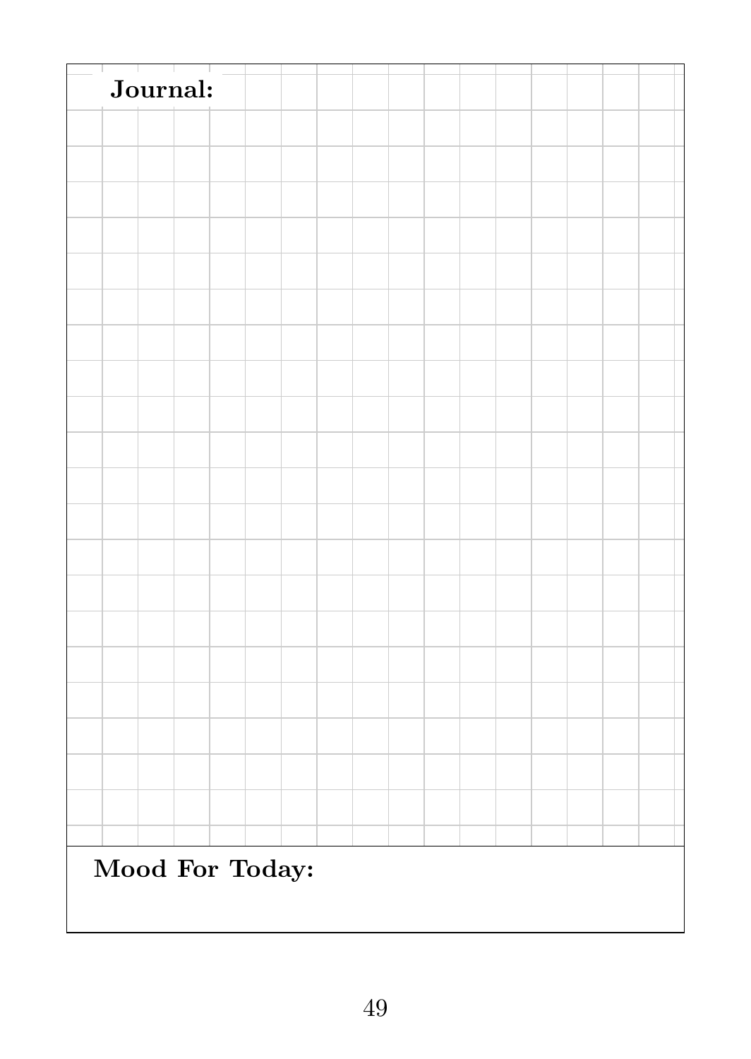**Journal:**

**Mood For Today:**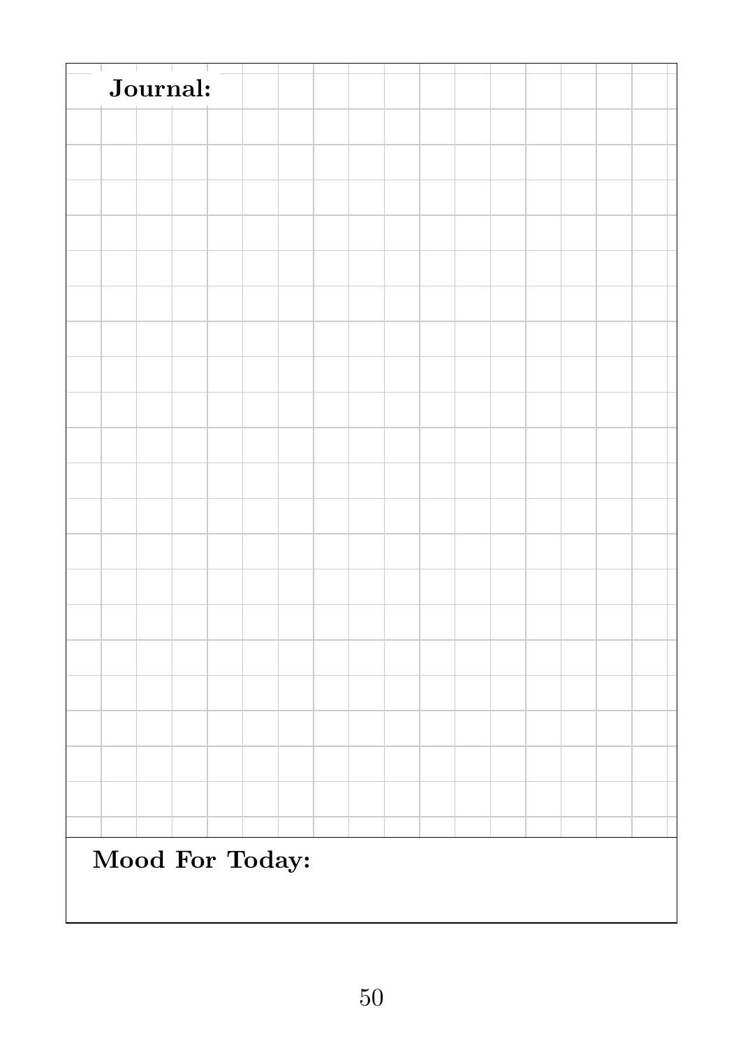**Journal:**

**Mood For Today:**